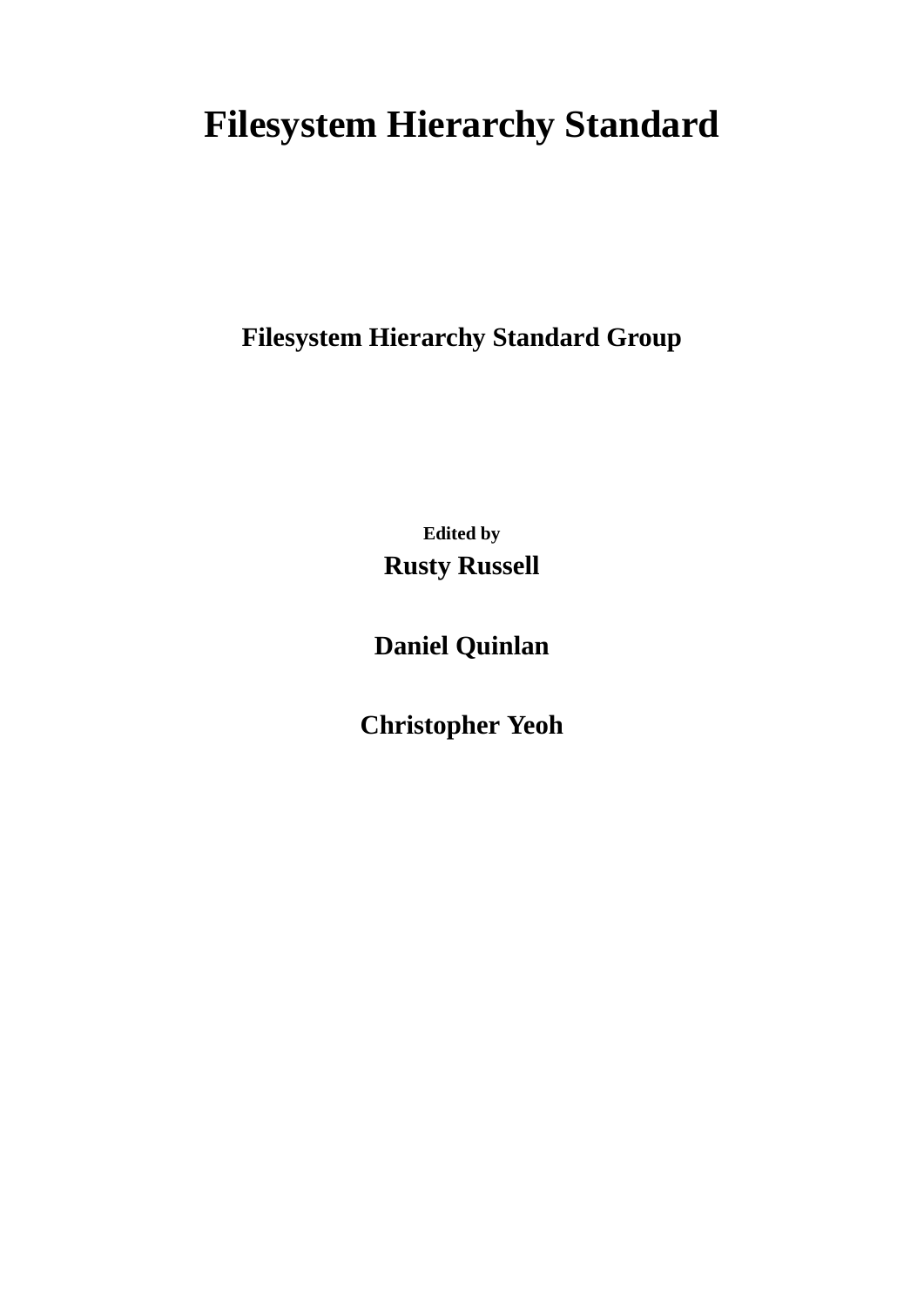# Filesystem Hierarchy Standard

**Filesystem Hierarchy Standard Group**

**Edited by**

**Rusty Russell**

**Daniel Quinlan**

**Christopher Yeoh**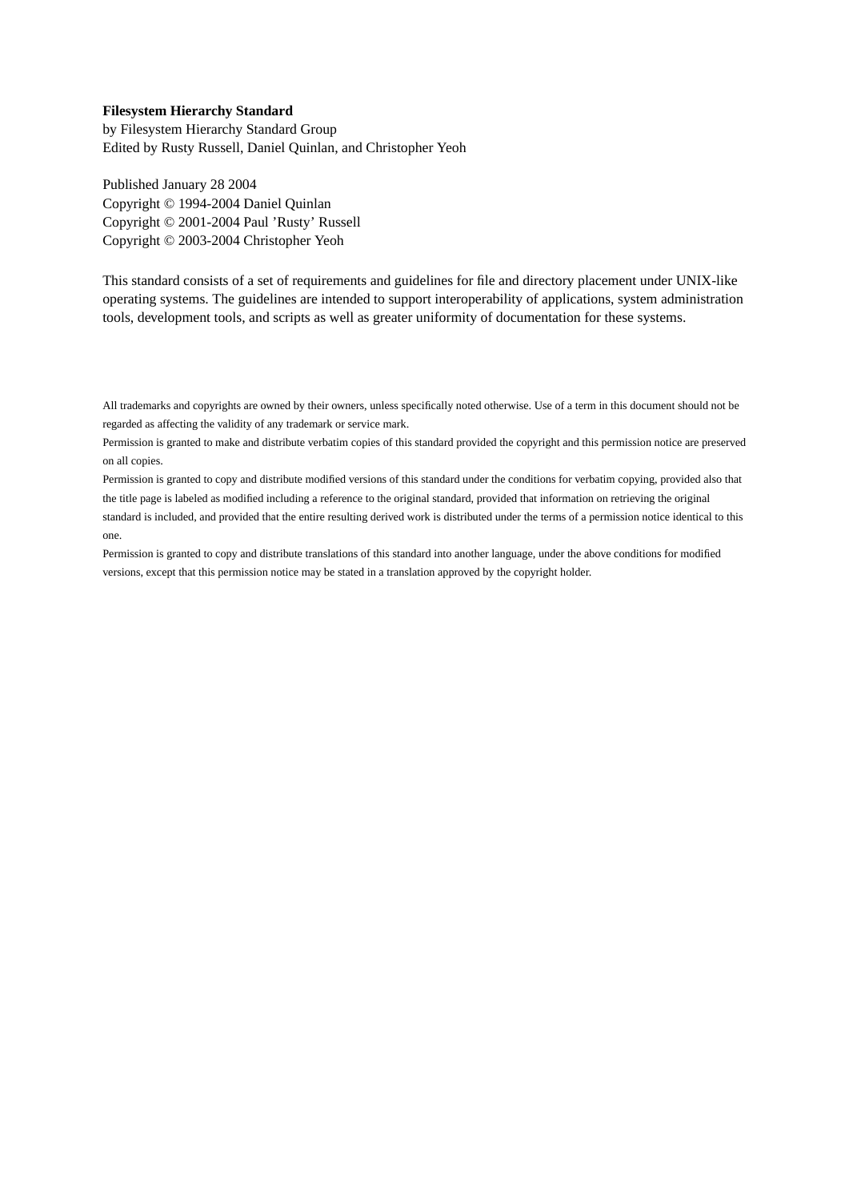**Filesystem Hierarchy Standard**
by Filesystem Hierarchy Standard Group
Edited by Rusty Russell, Daniel Quinlan, and Christopher Yeoh

Published January 28 2004
Copyright © 1994-2004 Daniel Quinlan
Copyright © 2001-2004 Paul 'Rusty' Russell
Copyright © 2003-2004 Christopher Yeoh

This standard consists of a set of requirements and guidelines for file and directory placement under UNIX-like operating systems. The guidelines are intended to support interoperability of applications, system administration tools, development tools, and scripts as well as greater uniformity of documentation for these systems.

All trademarks and copyrights are owned by their owners, unless specifically noted otherwise. Use of a term in this document should not be regarded as affecting the validity of any trademark or service mark.

Permission is granted to make and distribute verbatim copies of this standard provided the copyright and this permission notice are preserved on all copies.

Permission is granted to copy and distribute modified versions of this standard under the conditions for verbatim copying, provided also that the title page is labeled as modified including a reference to the original standard, provided that information on retrieving the original standard is included, and provided that the entire resulting derived work is distributed under the terms of a permission notice identical to this one.

Permission is granted to copy and distribute translations of this standard into another language, under the above conditions for modified versions, except that this permission notice may be stated in a translation approved by the copyright holder.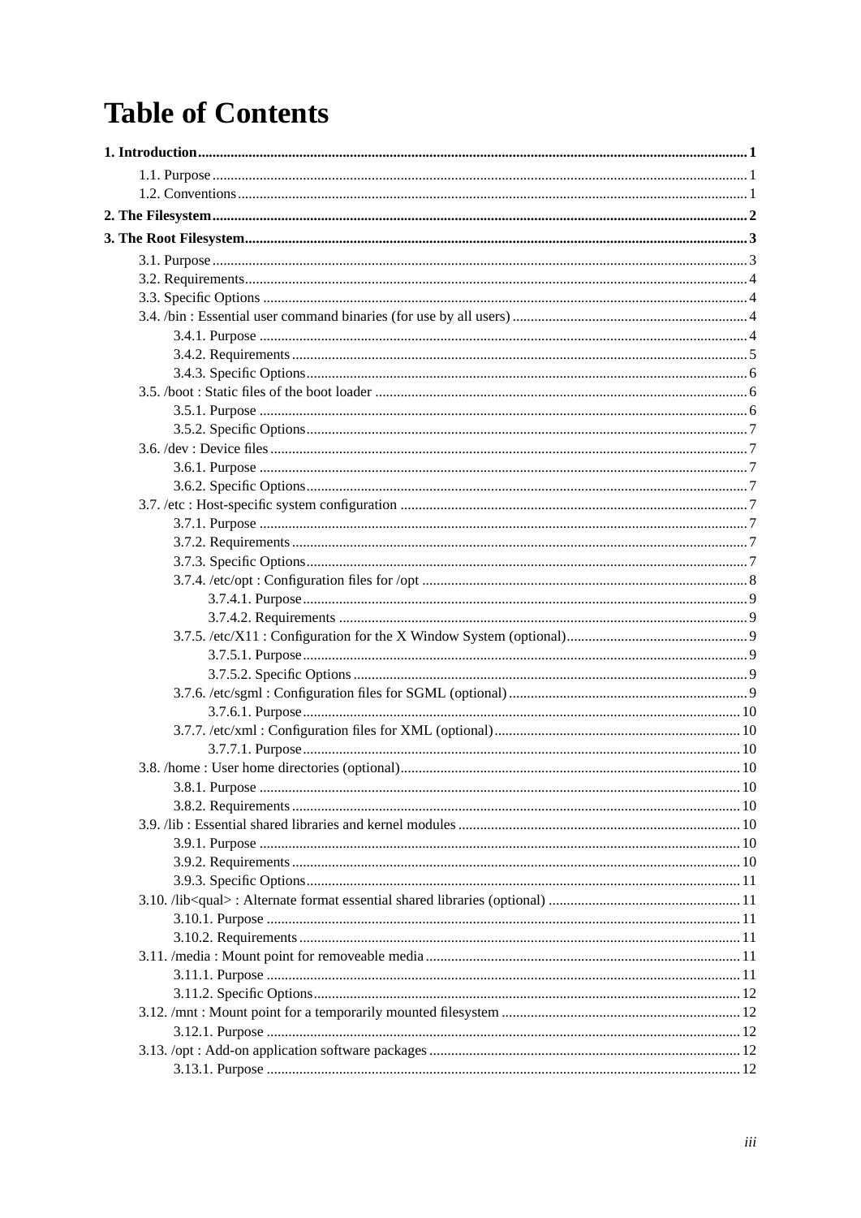# Table of Contents

**1. Introduction** .......... **1**

- 1.1. Purpose .......... 1
- 1.2. Conventions .......... 1

**2. The Filesystem** .......... **2**

**3. The Root Filesystem** .......... **3**

- 3.1. Purpose .......... 3
- 3.2. Requirements .......... 4
- 3.3. Specific Options .......... 4
- 3.4. /bin : Essential user command binaries (for use by all users) .......... 4
  - 3.4.1. Purpose .......... 4
  - 3.4.2. Requirements .......... 5
  - 3.4.3. Specific Options .......... 6
- 3.5. /boot : Static files of the boot loader .......... 6
  - 3.5.1. Purpose .......... 6
  - 3.5.2. Specific Options .......... 7
- 3.6. /dev : Device files .......... 7
  - 3.6.1. Purpose .......... 7
  - 3.6.2. Specific Options .......... 7
- 3.7. /etc : Host-specific system configuration .......... 7
  - 3.7.1. Purpose .......... 7
  - 3.7.2. Requirements .......... 7
  - 3.7.3. Specific Options .......... 7
  - 3.7.4. /etc/opt : Configuration files for /opt .......... 8
    - 3.7.4.1. Purpose .......... 9
    - 3.7.4.2. Requirements .......... 9
  - 3.7.5. /etc/X11 : Configuration for the X Window System (optional) .......... 9
    - 3.7.5.1. Purpose .......... 9
    - 3.7.5.2. Specific Options .......... 9
  - 3.7.6. /etc/sgml : Configuration files for SGML (optional) .......... 9
    - 3.7.6.1. Purpose .......... 10
  - 3.7.7. /etc/xml : Configuration files for XML (optional) .......... 10
    - 3.7.7.1. Purpose .......... 10
- 3.8. /home : User home directories (optional) .......... 10
  - 3.8.1. Purpose .......... 10
  - 3.8.2. Requirements .......... 10
- 3.9. /lib : Essential shared libraries and kernel modules .......... 10
  - 3.9.1. Purpose .......... 10
  - 3.9.2. Requirements .......... 10
  - 3.9.3. Specific Options .......... 11
- 3.10. /lib<qual> : Alternate format essential shared libraries (optional) .......... 11
  - 3.10.1. Purpose .......... 11
  - 3.10.2. Requirements .......... 11
- 3.11. /media : Mount point for removeable media .......... 11
  - 3.11.1. Purpose .......... 11
  - 3.11.2. Specific Options .......... 12
- 3.12. /mnt : Mount point for a temporarily mounted filesystem .......... 12
  - 3.12.1. Purpose .......... 12
- 3.13. /opt : Add-on application software packages .......... 12
  - 3.13.1. Purpose .......... 12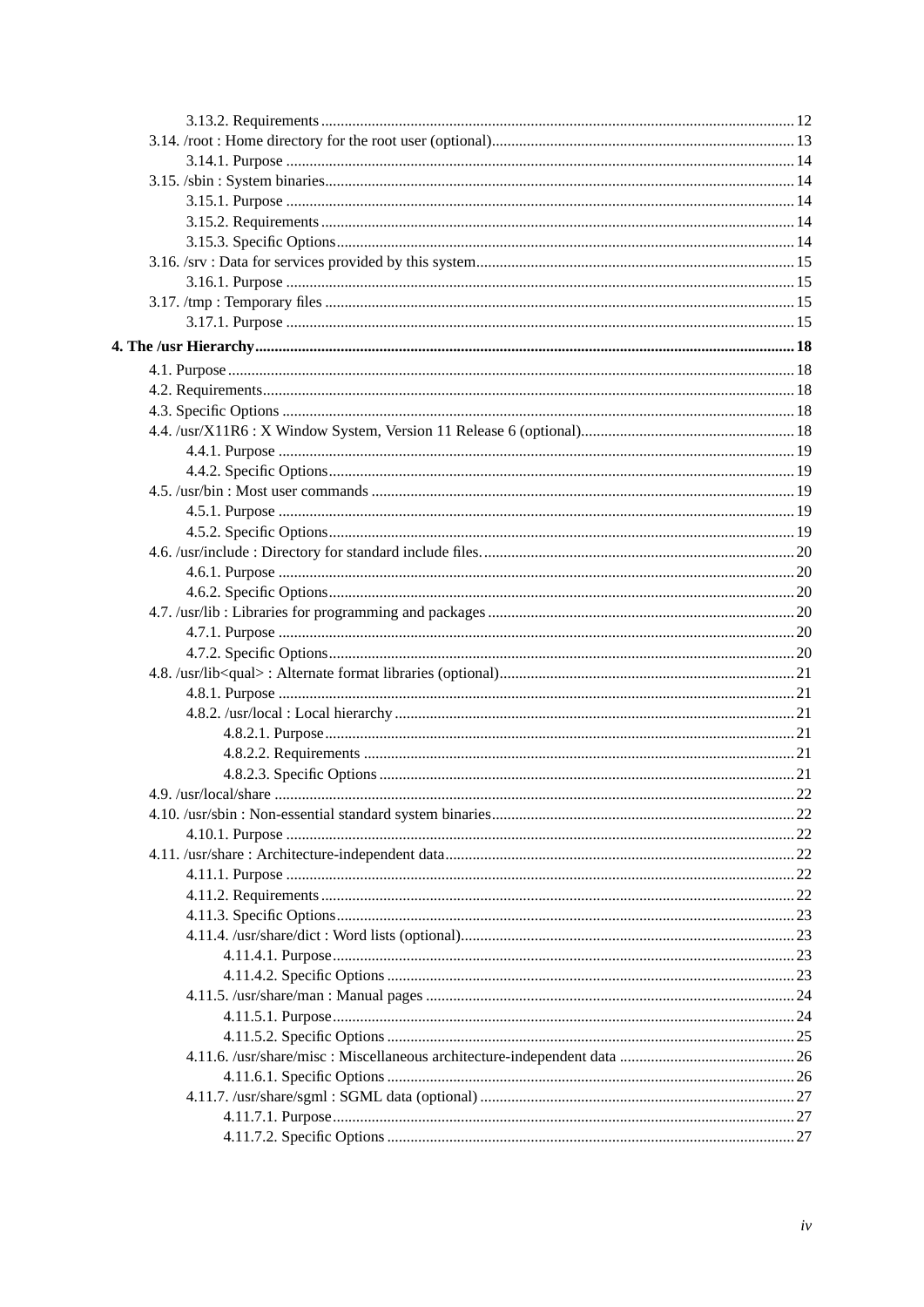3.13.2. Requirements ........ 12
3.14. /root : Home directory for the root user (optional) ........ 13
3.14.1. Purpose ........ 14
3.15. /sbin : System binaries ........ 14
3.15.1. Purpose ........ 14
3.15.2. Requirements ........ 14
3.15.3. Specific Options ........ 14
3.16. /srv : Data for services provided by this system ........ 15
3.16.1. Purpose ........ 15
3.17. /tmp : Temporary files ........ 15
3.17.1. Purpose ........ 15

**4. The /usr Hierarchy ........ 18**

4.1. Purpose ........ 18
4.2. Requirements ........ 18
4.3. Specific Options ........ 18
4.4. /usr/X11R6 : X Window System, Version 11 Release 6 (optional) ........ 18
4.4.1. Purpose ........ 19
4.4.2. Specific Options ........ 19
4.5. /usr/bin : Most user commands ........ 19
4.5.1. Purpose ........ 19
4.5.2. Specific Options ........ 19
4.6. /usr/include : Directory for standard include files. ........ 20
4.6.1. Purpose ........ 20
4.6.2. Specific Options ........ 20
4.7. /usr/lib : Libraries for programming and packages ........ 20
4.7.1. Purpose ........ 20
4.7.2. Specific Options ........ 20
4.8. /usr/lib<qual> : Alternate format libraries (optional) ........ 21
4.8.1. Purpose ........ 21
4.8.2. /usr/local : Local hierarchy ........ 21
4.8.2.1. Purpose ........ 21
4.8.2.2. Requirements ........ 21
4.8.2.3. Specific Options ........ 21
4.9. /usr/local/share ........ 22
4.10. /usr/sbin : Non-essential standard system binaries ........ 22
4.10.1. Purpose ........ 22
4.11. /usr/share : Architecture-independent data ........ 22
4.11.1. Purpose ........ 22
4.11.2. Requirements ........ 22
4.11.3. Specific Options ........ 23
4.11.4. /usr/share/dict : Word lists (optional) ........ 23
4.11.4.1. Purpose ........ 23
4.11.4.2. Specific Options ........ 23
4.11.5. /usr/share/man : Manual pages ........ 24
4.11.5.1. Purpose ........ 24
4.11.5.2. Specific Options ........ 25
4.11.6. /usr/share/misc : Miscellaneous architecture-independent data ........ 26
4.11.6.1. Specific Options ........ 26
4.11.7. /usr/share/sgml : SGML data (optional) ........ 27
4.11.7.1. Purpose ........ 27
4.11.7.2. Specific Options ........ 27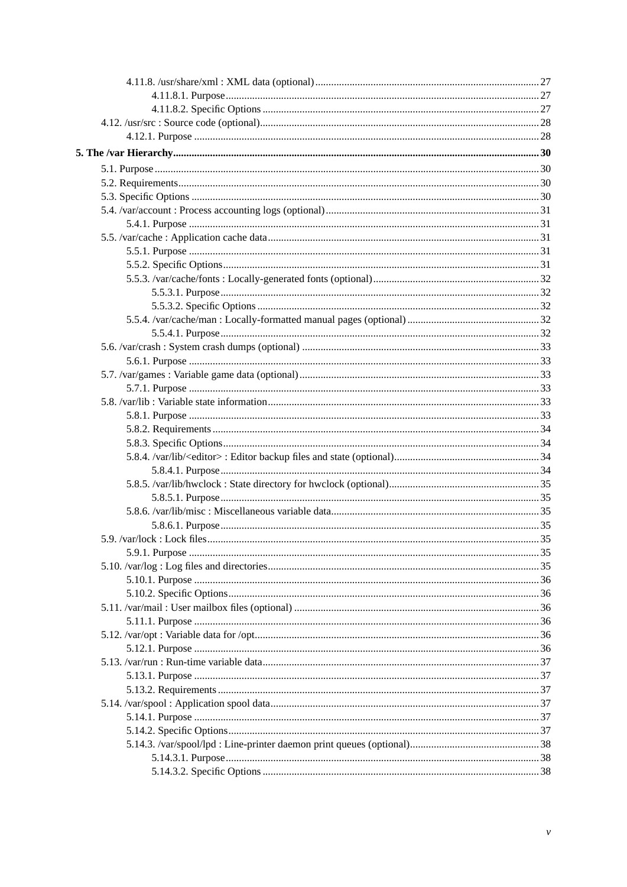4.11.8. /usr/share/xml : XML data (optional) ... 27
4.11.8.1. Purpose ... 27
4.11.8.2. Specific Options ... 27
4.12. /usr/src : Source code (optional) ... 28
4.12.1. Purpose ... 28

**5. The /var Hierarchy ... 30**

5.1. Purpose ... 30
5.2. Requirements ... 30
5.3. Specific Options ... 30
5.4. /var/account : Process accounting logs (optional) ... 31
5.4.1. Purpose ... 31
5.5. /var/cache : Application cache data ... 31
5.5.1. Purpose ... 31
5.5.2. Specific Options ... 31
5.5.3. /var/cache/fonts : Locally-generated fonts (optional) ... 32
5.5.3.1. Purpose ... 32
5.5.3.2. Specific Options ... 32
5.5.4. /var/cache/man : Locally-formatted manual pages (optional) ... 32
5.5.4.1. Purpose ... 32
5.6. /var/crash : System crash dumps (optional) ... 33
5.6.1. Purpose ... 33
5.7. /var/games : Variable game data (optional) ... 33
5.7.1. Purpose ... 33
5.8. /var/lib : Variable state information ... 33
5.8.1. Purpose ... 33
5.8.2. Requirements ... 34
5.8.3. Specific Options ... 34
5.8.4. /var/lib/<editor> : Editor backup files and state (optional) ... 34
5.8.4.1. Purpose ... 34
5.8.5. /var/lib/hwclock : State directory for hwclock (optional) ... 35
5.8.5.1. Purpose ... 35
5.8.6. /var/lib/misc : Miscellaneous variable data ... 35
5.8.6.1. Purpose ... 35
5.9. /var/lock : Lock files ... 35
5.9.1. Purpose ... 35
5.10. /var/log : Log files and directories ... 35
5.10.1. Purpose ... 36
5.10.2. Specific Options ... 36
5.11. /var/mail : User mailbox files (optional) ... 36
5.11.1. Purpose ... 36
5.12. /var/opt : Variable data for /opt ... 36
5.12.1. Purpose ... 36
5.13. /var/run : Run-time variable data ... 37
5.13.1. Purpose ... 37
5.13.2. Requirements ... 37
5.14. /var/spool : Application spool data ... 37
5.14.1. Purpose ... 37
5.14.2. Specific Options ... 37
5.14.3. /var/spool/lpd : Line-printer daemon print queues (optional) ... 38
5.14.3.1. Purpose ... 38
5.14.3.2. Specific Options ... 38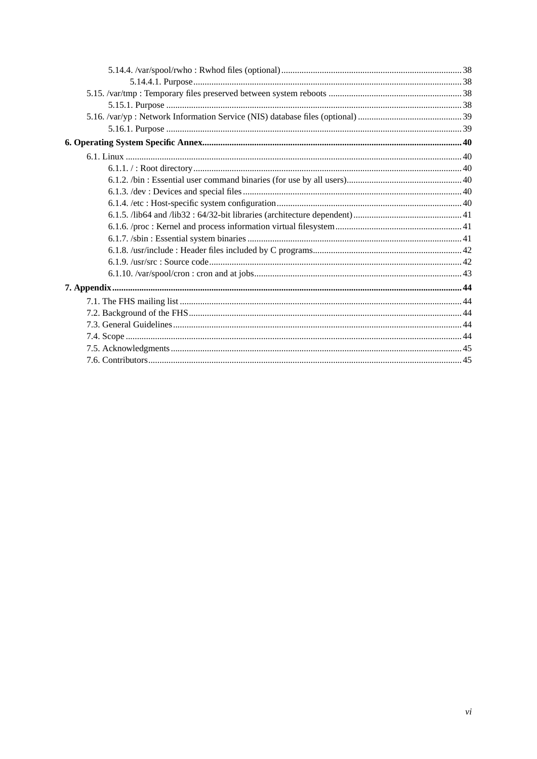- 5.14.4. /var/spool/rwho : Rwhod files (optional) ... 38
  - 5.14.4.1. Purpose ... 38
- 5.15. /var/tmp : Temporary files preserved between system reboots ... 38
  - 5.15.1. Purpose ... 38
- 5.16. /var/yp : Network Information Service (NIS) database files (optional) ... 39
  - 5.16.1. Purpose ... 39

**6. Operating System Specific Annex ... 40**

- 6.1. Linux ... 40
  - 6.1.1. / : Root directory ... 40
  - 6.1.2. /bin : Essential user command binaries (for use by all users) ... 40
  - 6.1.3. /dev : Devices and special files ... 40
  - 6.1.4. /etc : Host-specific system configuration ... 40
  - 6.1.5. /lib64 and /lib32 : 64/32-bit libraries (architecture dependent) ... 41
  - 6.1.6. /proc : Kernel and process information virtual filesystem ... 41
  - 6.1.7. /sbin : Essential system binaries ... 41
  - 6.1.8. /usr/include : Header files included by C programs ... 42
  - 6.1.9. /usr/src : Source code ... 42
  - 6.1.10. /var/spool/cron : cron and at jobs ... 43

**7. Appendix ... 44**

- 7.1. The FHS mailing list ... 44
- 7.2. Background of the FHS ... 44
- 7.3. General Guidelines ... 44
- 7.4. Scope ... 44
- 7.5. Acknowledgments ... 45
- 7.6. Contributors ... 45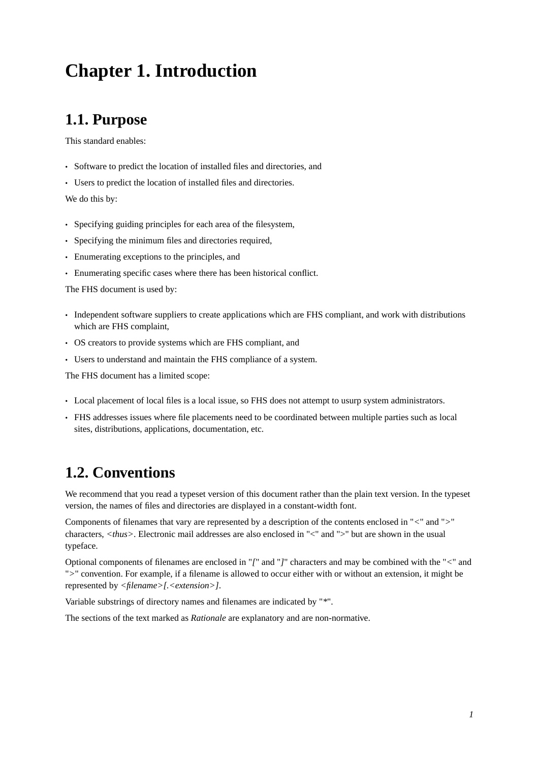# Chapter 1. Introduction

## 1.1. Purpose

This standard enables:

- Software to predict the location of installed files and directories, and
- Users to predict the location of installed files and directories.

We do this by:

- Specifying guiding principles for each area of the filesystem,
- Specifying the minimum files and directories required,
- Enumerating exceptions to the principles, and
- Enumerating specific cases where there has been historical conflict.

The FHS document is used by:

- Independent software suppliers to create applications which are FHS compliant, and work with distributions which are FHS complaint,
- OS creators to provide systems which are FHS compliant, and
- Users to understand and maintain the FHS compliance of a system.

The FHS document has a limited scope:

- Local placement of local files is a local issue, so FHS does not attempt to usurp system administrators.
- FHS addresses issues where file placements need to be coordinated between multiple parties such as local sites, distributions, applications, documentation, etc.

## 1.2. Conventions

We recommend that you read a typeset version of this document rather than the plain text version. In the typeset version, the names of files and directories are displayed in a constant-width font.

Components of filenames that vary are represented by a description of the contents enclosed in "<" and ">" characters, *<thus>*. Electronic mail addresses are also enclosed in "<" and ">" but are shown in the usual typeface.

Optional components of filenames are enclosed in "*[*" and "*]*" characters and may be combined with the "<" and ">" convention. For example, if a filename is allowed to occur either with or without an extension, it might be represented by *<filename>[.<extension>]*.

Variable substrings of directory names and filenames are indicated by "*".

The sections of the text marked as *Rationale* are explanatory and are non-normative.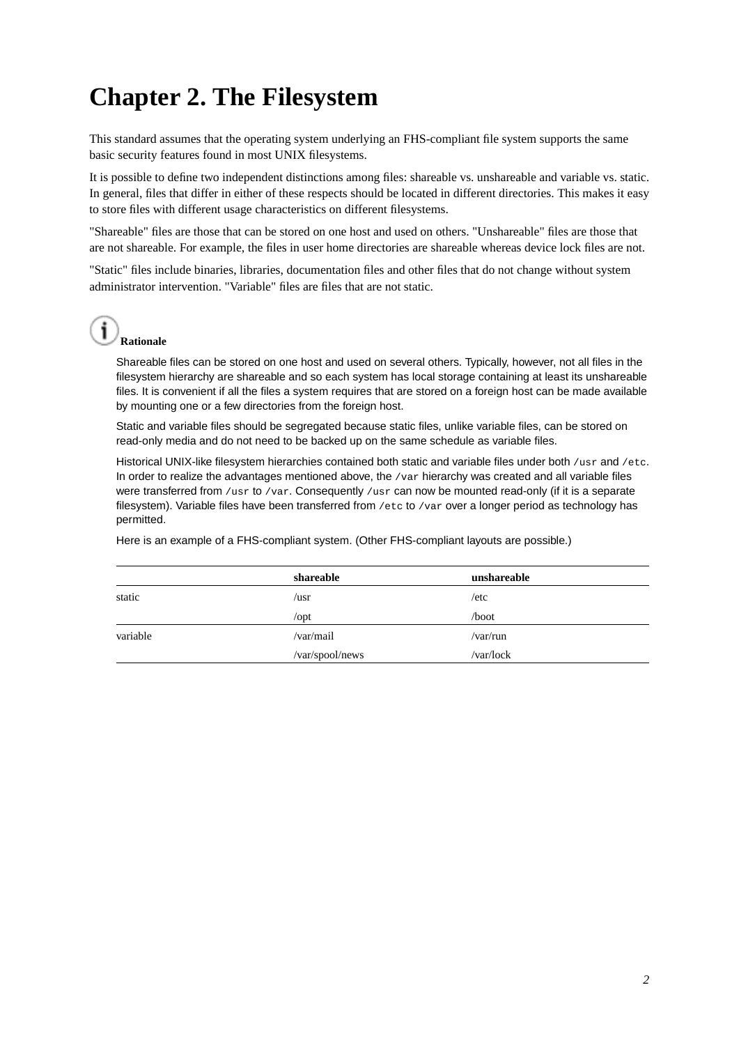# Chapter 2. The Filesystem

This standard assumes that the operating system underlying an FHS-compliant file system supports the same basic security features found in most UNIX filesystems.

It is possible to define two independent distinctions among files: shareable vs. unshareable and variable vs. static. In general, files that differ in either of these respects should be located in different directories. This makes it easy to store files with different usage characteristics on different filesystems.

"Shareable" files are those that can be stored on one host and used on others. "Unshareable" files are those that are not shareable. For example, the files in user home directories are shareable whereas device lock files are not.

"Static" files include binaries, libraries, documentation files and other files that do not change without system administrator intervention. "Variable" files are files that are not static.

**Rationale**

Shareable files can be stored on one host and used on several others. Typically, however, not all files in the filesystem hierarchy are shareable and so each system has local storage containing at least its unshareable files. It is convenient if all the files a system requires that are stored on a foreign host can be made available by mounting one or a few directories from the foreign host.

Static and variable files should be segregated because static files, unlike variable files, can be stored on read-only media and do not need to be backed up on the same schedule as variable files.

Historical UNIX-like filesystem hierarchies contained both static and variable files under both `/usr` and `/etc`. In order to realize the advantages mentioned above, the `/var` hierarchy was created and all variable files were transferred from `/usr` to `/var`. Consequently `/usr` can now be mounted read-only (if it is a separate filesystem). Variable files have been transferred from `/etc` to `/var` over a longer period as technology has permitted.

Here is an example of a FHS-compliant system. (Other FHS-compliant layouts are possible.)

| | **shareable** | **unshareable** |
|---|---|---|
| static | /usr | /etc |
| | /opt | /boot |
| variable | /var/mail | /var/run |
| | /var/spool/news | /var/lock |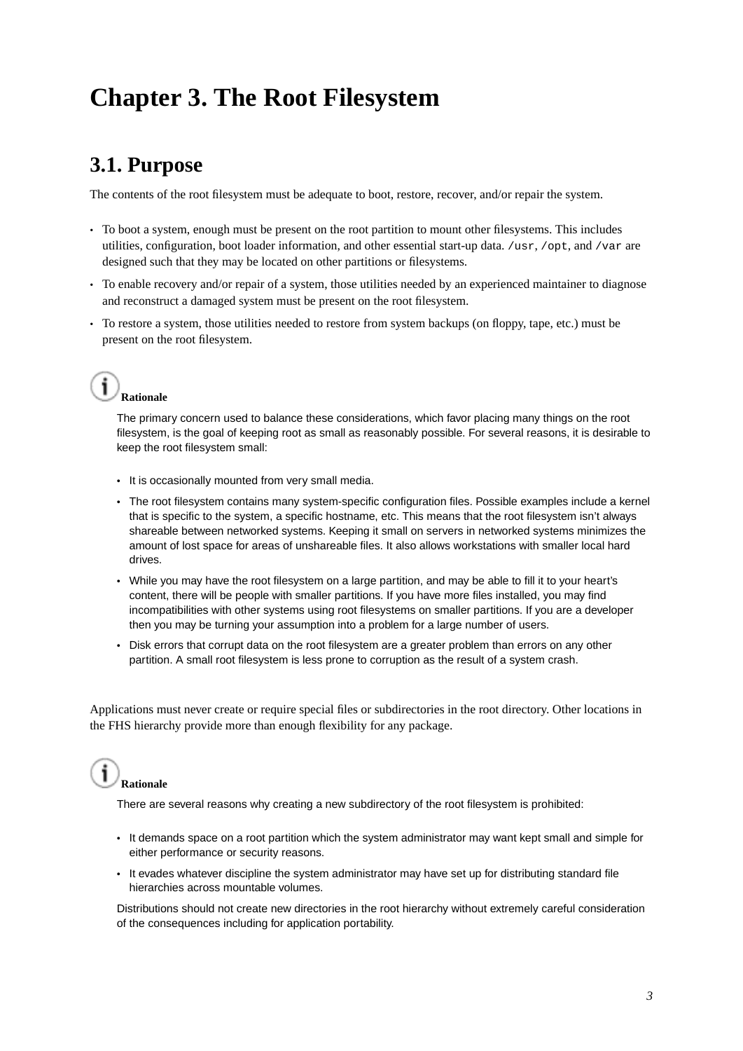# Chapter 3. The Root Filesystem

## 3.1. Purpose

The contents of the root filesystem must be adequate to boot, restore, recover, and/or repair the system.

- To boot a system, enough must be present on the root partition to mount other filesystems. This includes utilities, configuration, boot loader information, and other essential start-up data. `/usr`, `/opt`, and `/var` are designed such that they may be located on other partitions or filesystems.
- To enable recovery and/or repair of a system, those utilities needed by an experienced maintainer to diagnose and reconstruct a damaged system must be present on the root filesystem.
- To restore a system, those utilities needed to restore from system backups (on floppy, tape, etc.) must be present on the root filesystem.

> **Rationale**
>
> The primary concern used to balance these considerations, which favor placing many things on the root filesystem, is the goal of keeping root as small as reasonably possible. For several reasons, it is desirable to keep the root filesystem small:
>
> - It is occasionally mounted from very small media.
> - The root filesystem contains many system-specific configuration files. Possible examples include a kernel that is specific to the system, a specific hostname, etc. This means that the root filesystem isn't always shareable between networked systems. Keeping it small on servers in networked systems minimizes the amount of lost space for areas of unshareable files. It also allows workstations with smaller local hard drives.
> - While you may have the root filesystem on a large partition, and may be able to fill it to your heart's content, there will be people with smaller partitions. If you have more files installed, you may find incompatibilities with other systems using root filesystems on smaller partitions. If you are a developer then you may be turning your assumption into a problem for a large number of users.
> - Disk errors that corrupt data on the root filesystem are a greater problem than errors on any other partition. A small root filesystem is less prone to corruption as the result of a system crash.

Applications must never create or require special files or subdirectories in the root directory. Other locations in the FHS hierarchy provide more than enough flexibility for any package.

> **Rationale**
>
> There are several reasons why creating a new subdirectory of the root filesystem is prohibited:
>
> - It demands space on a root partition which the system administrator may want kept small and simple for either performance or security reasons.
> - It evades whatever discipline the system administrator may have set up for distributing standard file hierarchies across mountable volumes.
>
> Distributions should not create new directories in the root hierarchy without extremely careful consideration of the consequences including for application portability.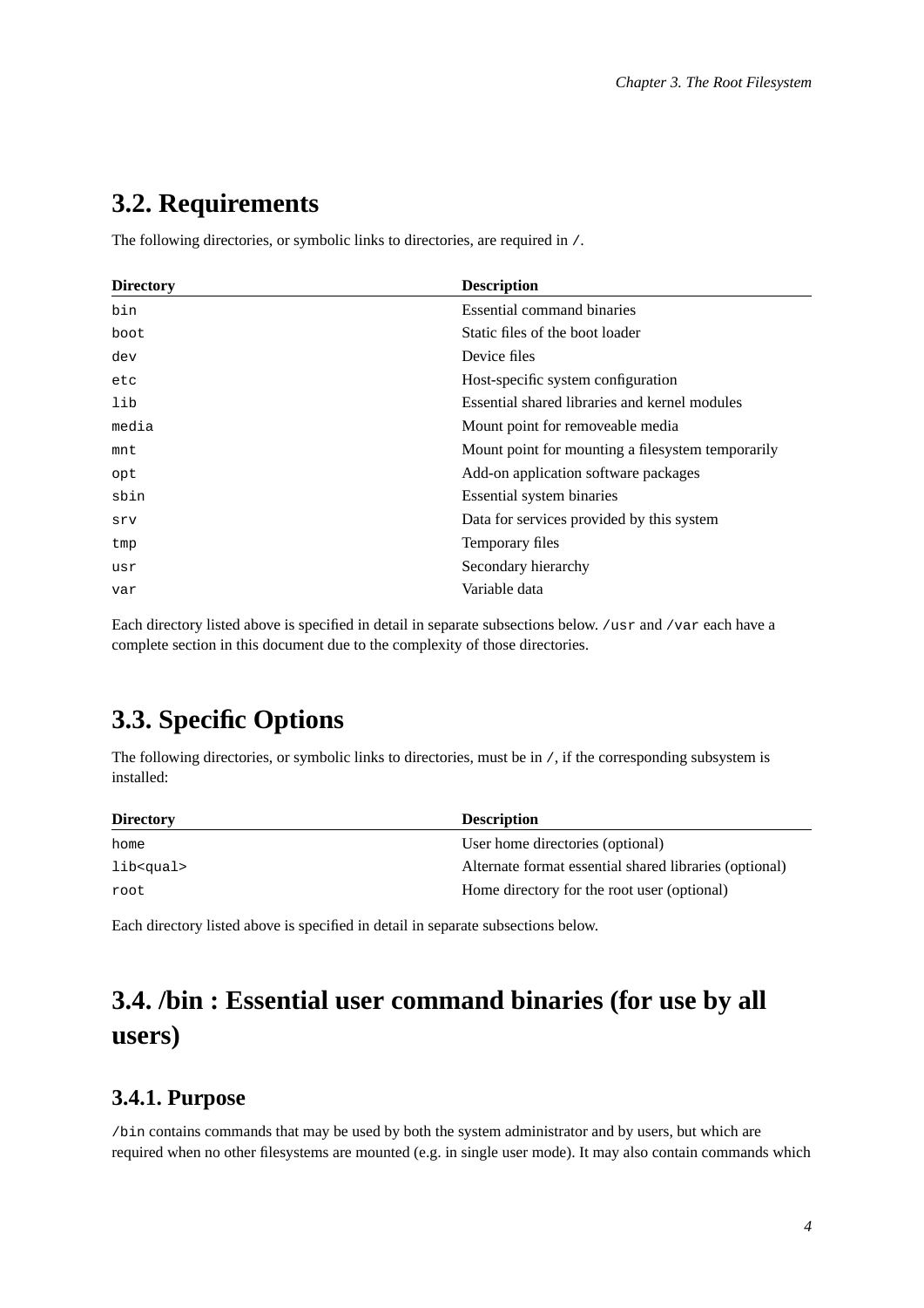## 3.2. Requirements

The following directories, or symbolic links to directories, are required in `/`.

| Directory | Description |
|---|---|
| `bin` | Essential command binaries |
| `boot` | Static files of the boot loader |
| `dev` | Device files |
| `etc` | Host-specific system configuration |
| `lib` | Essential shared libraries and kernel modules |
| `media` | Mount point for removeable media |
| `mnt` | Mount point for mounting a filesystem temporarily |
| `opt` | Add-on application software packages |
| `sbin` | Essential system binaries |
| `srv` | Data for services provided by this system |
| `tmp` | Temporary files |
| `usr` | Secondary hierarchy |
| `var` | Variable data |

Each directory listed above is specified in detail in separate subsections below. `/usr` and `/var` each have a complete section in this document due to the complexity of those directories.

## 3.3. Specific Options

The following directories, or symbolic links to directories, must be in `/`, if the corresponding subsystem is installed:

| Directory | Description |
|---|---|
| `home` | User home directories (optional) |
| `lib<qual>` | Alternate format essential shared libraries (optional) |
| `root` | Home directory for the root user (optional) |

Each directory listed above is specified in detail in separate subsections below.

## 3.4. /bin : Essential user command binaries (for use by all users)

### 3.4.1. Purpose

`/bin` contains commands that may be used by both the system administrator and by users, but which are required when no other filesystems are mounted (e.g. in single user mode). It may also contain commands which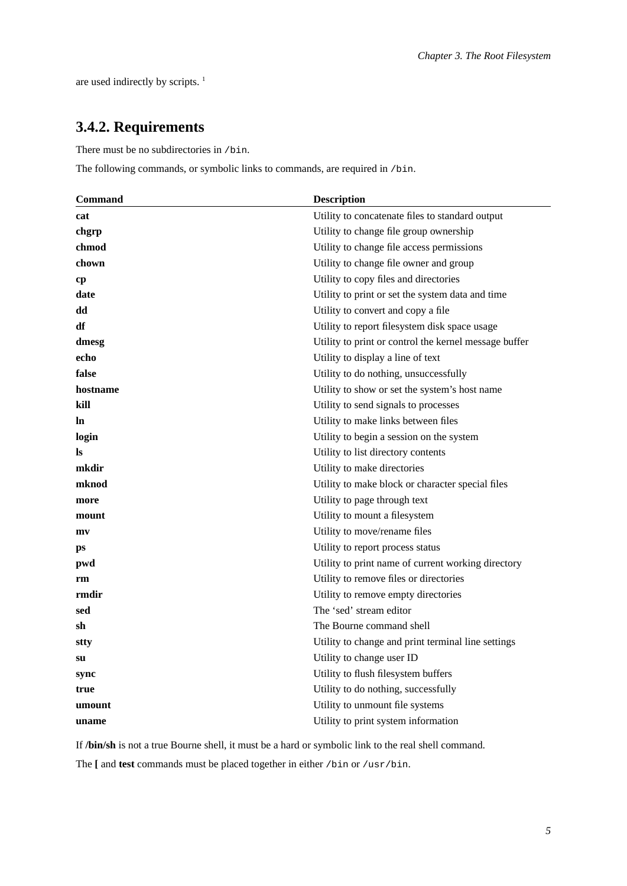are used indirectly by scripts. [1]

## 3.4.2. Requirements

There must be no subdirectories in `/bin`.

The following commands, or symbolic links to commands, are required in `/bin`.

| Command | Description |
|---|---|
| **cat** | Utility to concatenate files to standard output |
| **chgrp** | Utility to change file group ownership |
| **chmod** | Utility to change file access permissions |
| **chown** | Utility to change file owner and group |
| **cp** | Utility to copy files and directories |
| **date** | Utility to print or set the system data and time |
| **dd** | Utility to convert and copy a file |
| **df** | Utility to report filesystem disk space usage |
| **dmesg** | Utility to print or control the kernel message buffer |
| **echo** | Utility to display a line of text |
| **false** | Utility to do nothing, unsuccessfully |
| **hostname** | Utility to show or set the system's host name |
| **kill** | Utility to send signals to processes |
| **ln** | Utility to make links between files |
| **login** | Utility to begin a session on the system |
| **ls** | Utility to list directory contents |
| **mkdir** | Utility to make directories |
| **mknod** | Utility to make block or character special files |
| **more** | Utility to page through text |
| **mount** | Utility to mount a filesystem |
| **mv** | Utility to move/rename files |
| **ps** | Utility to report process status |
| **pwd** | Utility to print name of current working directory |
| **rm** | Utility to remove files or directories |
| **rmdir** | Utility to remove empty directories |
| **sed** | The 'sed' stream editor |
| **sh** | The Bourne command shell |
| **stty** | Utility to change and print terminal line settings |
| **su** | Utility to change user ID |
| **sync** | Utility to flush filesystem buffers |
| **true** | Utility to do nothing, successfully |
| **umount** | Utility to unmount file systems |
| **uname** | Utility to print system information |

If **/bin/sh** is not a true Bourne shell, it must be a hard or symbolic link to the real shell command.

The **[** and **test** commands must be placed together in either `/bin` or `/usr/bin`.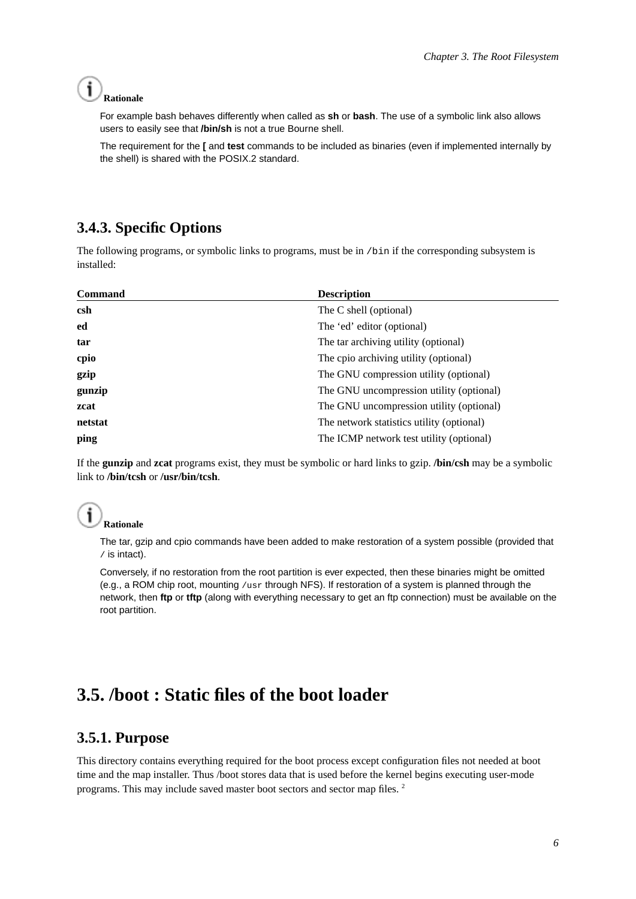**Rationale**

For example bash behaves differently when called as **sh** or **bash**. The use of a symbolic link also allows users to easily see that **/bin/sh** is not a true Bourne shell.

The requirement for the **[** and **test** commands to be included as binaries (even if implemented internally by the shell) is shared with the POSIX.2 standard.

### 3.4.3. Specific Options

The following programs, or symbolic links to programs, must be in `/bin` if the corresponding subsystem is installed:

| Command | Description |
| --- | --- |
| **csh** | The C shell (optional) |
| **ed** | The ‘ed’ editor (optional) |
| **tar** | The tar archiving utility (optional) |
| **cpio** | The cpio archiving utility (optional) |
| **gzip** | The GNU compression utility (optional) |
| **gunzip** | The GNU uncompression utility (optional) |
| **zcat** | The GNU uncompression utility (optional) |
| **netstat** | The network statistics utility (optional) |
| **ping** | The ICMP network test utility (optional) |

If the **gunzip** and **zcat** programs exist, they must be symbolic or hard links to gzip. **/bin/csh** may be a symbolic link to **/bin/tcsh** or **/usr/bin/tcsh**.

**Rationale**

The tar, gzip and cpio commands have been added to make restoration of a system possible (provided that `/` is intact).

Conversely, if no restoration from the root partition is ever expected, then these binaries might be omitted (e.g., a ROM chip root, mounting `/usr` through NFS). If restoration of a system is planned through the network, then **ftp** or **tftp** (along with everything necessary to get an ftp connection) must be available on the root partition.

## 3.5. /boot : Static files of the boot loader

### 3.5.1. Purpose

This directory contains everything required for the boot process except configuration files not needed at boot time and the map installer. Thus /boot stores data that is used before the kernel begins executing user-mode programs. This may include saved master boot sectors and sector map files. [2]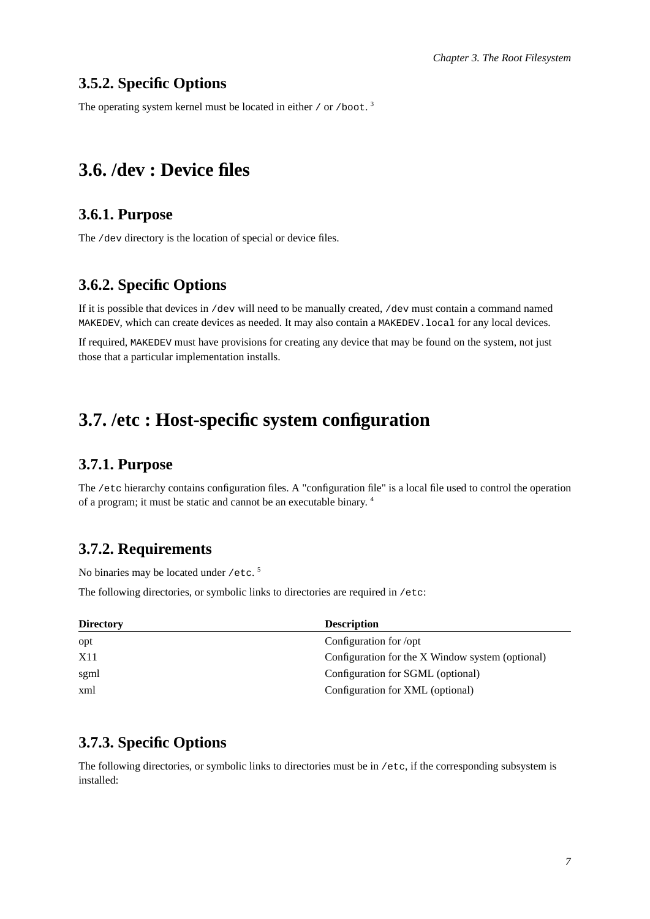### 3.5.2. Specific Options

The operating system kernel must be located in either `/` or `/boot`. [3]

## 3.6. /dev : Device files

### 3.6.1. Purpose

The `/dev` directory is the location of special or device files.

### 3.6.2. Specific Options

If it is possible that devices in `/dev` will need to be manually created, `/dev` must contain a command named `MAKEDEV`, which can create devices as needed. It may also contain a `MAKEDEV.local` for any local devices.

If required, `MAKEDEV` must have provisions for creating any device that may be found on the system, not just those that a particular implementation installs.

## 3.7. /etc : Host-specific system configuration

### 3.7.1. Purpose

The `/etc` hierarchy contains configuration files. A "configuration file" is a local file used to control the operation of a program; it must be static and cannot be an executable binary. [4]

### 3.7.2. Requirements

No binaries may be located under `/etc`. [5]

The following directories, or symbolic links to directories are required in `/etc`:

| Directory | Description |
|---|---|
| opt | Configuration for /opt |
| X11 | Configuration for the X Window system (optional) |
| sgml | Configuration for SGML (optional) |
| xml | Configuration for XML (optional) |

### 3.7.3. Specific Options

The following directories, or symbolic links to directories must be in `/etc`, if the corresponding subsystem is installed: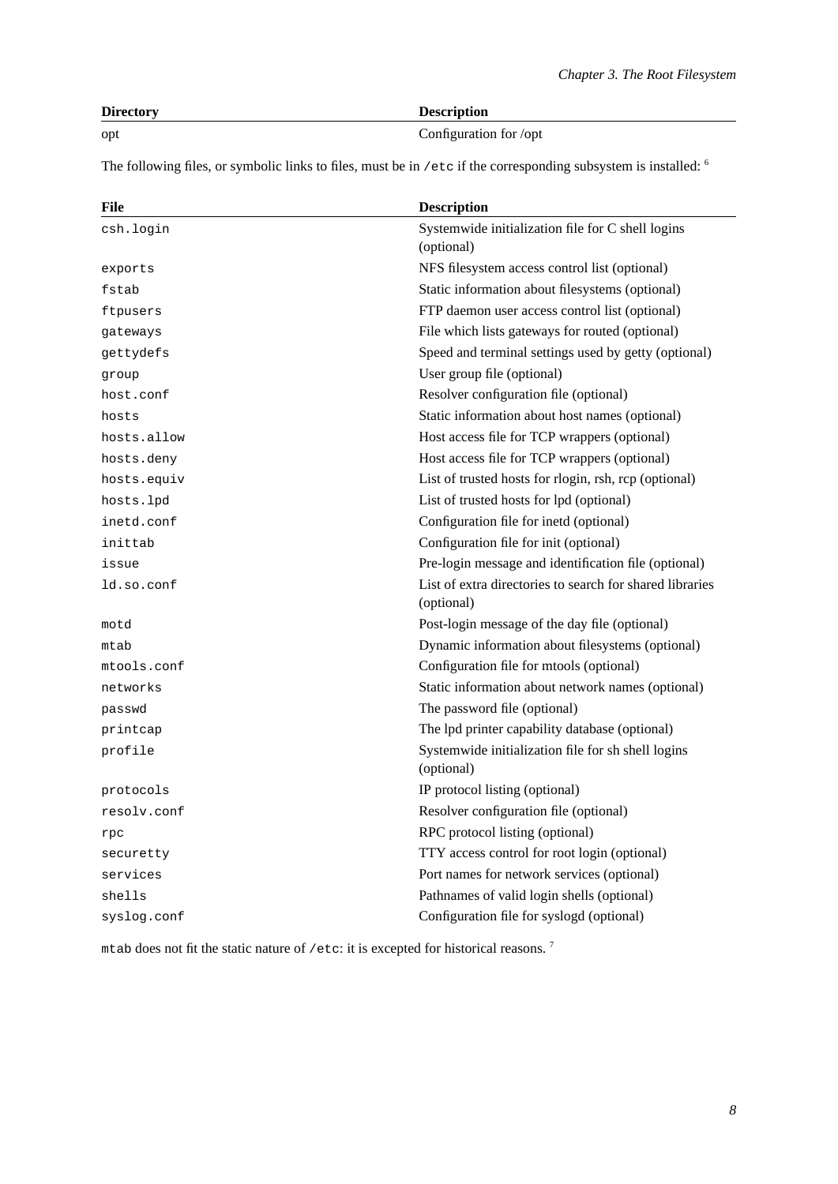| Directory | Description |
|---|---|
| opt | Configuration for /opt |

The following files, or symbolic links to files, must be in `/etc` if the corresponding subsystem is installed: [6]

| File | Description |
|---|---|
| `csh.login` | Systemwide initialization file for C shell logins (optional) |
| `exports` | NFS filesystem access control list (optional) |
| `fstab` | Static information about filesystems (optional) |
| `ftpusers` | FTP daemon user access control list (optional) |
| `gateways` | File which lists gateways for routed (optional) |
| `gettydefs` | Speed and terminal settings used by getty (optional) |
| `group` | User group file (optional) |
| `host.conf` | Resolver configuration file (optional) |
| `hosts` | Static information about host names (optional) |
| `hosts.allow` | Host access file for TCP wrappers (optional) |
| `hosts.deny` | Host access file for TCP wrappers (optional) |
| `hosts.equiv` | List of trusted hosts for rlogin, rsh, rcp (optional) |
| `hosts.lpd` | List of trusted hosts for lpd (optional) |
| `inetd.conf` | Configuration file for inetd (optional) |
| `inittab` | Configuration file for init (optional) |
| `issue` | Pre-login message and identification file (optional) |
| `ld.so.conf` | List of extra directories to search for shared libraries (optional) |
| `motd` | Post-login message of the day file (optional) |
| `mtab` | Dynamic information about filesystems (optional) |
| `mtools.conf` | Configuration file for mtools (optional) |
| `networks` | Static information about network names (optional) |
| `passwd` | The password file (optional) |
| `printcap` | The lpd printer capability database (optional) |
| `profile` | Systemwide initialization file for sh shell logins (optional) |
| `protocols` | IP protocol listing (optional) |
| `resolv.conf` | Resolver configuration file (optional) |
| `rpc` | RPC protocol listing (optional) |
| `securetty` | TTY access control for root login (optional) |
| `services` | Port names for network services (optional) |
| `shells` | Pathnames of valid login shells (optional) |
| `syslog.conf` | Configuration file for syslogd (optional) |

`mtab` does not fit the static nature of `/etc`: it is excepted for historical reasons. [7]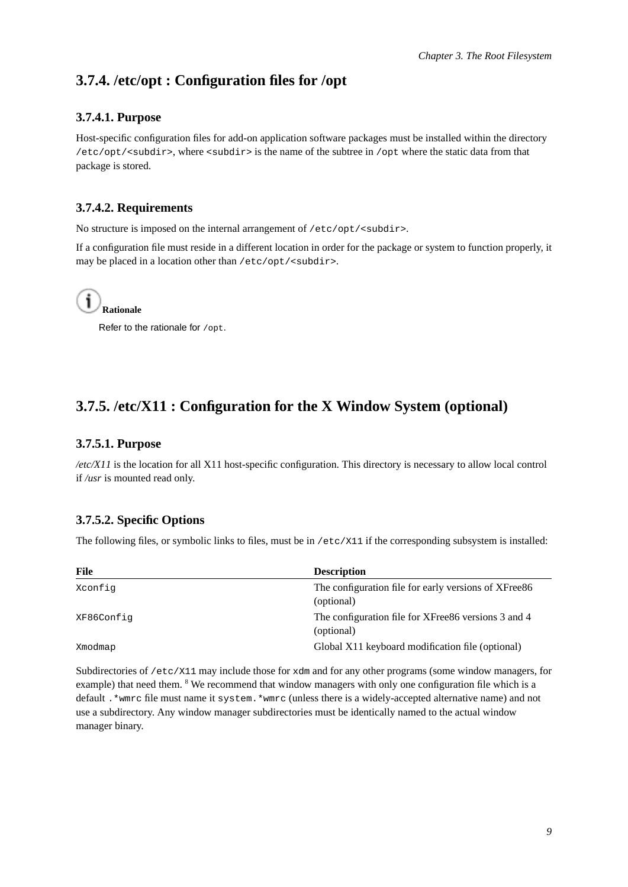### 3.7.4. /etc/opt : Configuration files for /opt

#### 3.7.4.1. Purpose

Host-specific configuration files for add-on application software packages must be installed within the directory `/etc/opt/<subdir>`, where `<subdir>` is the name of the subtree in `/opt` where the static data from that package is stored.

#### 3.7.4.2. Requirements

No structure is imposed on the internal arrangement of `/etc/opt/<subdir>`.

If a configuration file must reside in a different location in order for the package or system to function properly, it may be placed in a location other than `/etc/opt/<subdir>`.

**Rationale**

Refer to the rationale for `/opt`.

### 3.7.5. /etc/X11 : Configuration for the X Window System (optional)

#### 3.7.5.1. Purpose

*/etc/X11* is the location for all X11 host-specific configuration. This directory is necessary to allow local control if */usr* is mounted read only.

#### 3.7.5.2. Specific Options

The following files, or symbolic links to files, must be in `/etc/X11` if the corresponding subsystem is installed:

| File | Description |
| --- | --- |
| `Xconfig` | The configuration file for early versions of XFree86 (optional) |
| `XF86Config` | The configuration file for XFree86 versions 3 and 4 (optional) |
| `Xmodmap` | Global X11 keyboard modification file (optional) |

Subdirectories of `/etc/X11` may include those for `xdm` and for any other programs (some window managers, for example) that need them. [8] We recommend that window managers with only one configuration file which is a default `.*wmrc` file must name it `system.*wmrc` (unless there is a widely-accepted alternative name) and not use a subdirectory. Any window manager subdirectories must be identically named to the actual window manager binary.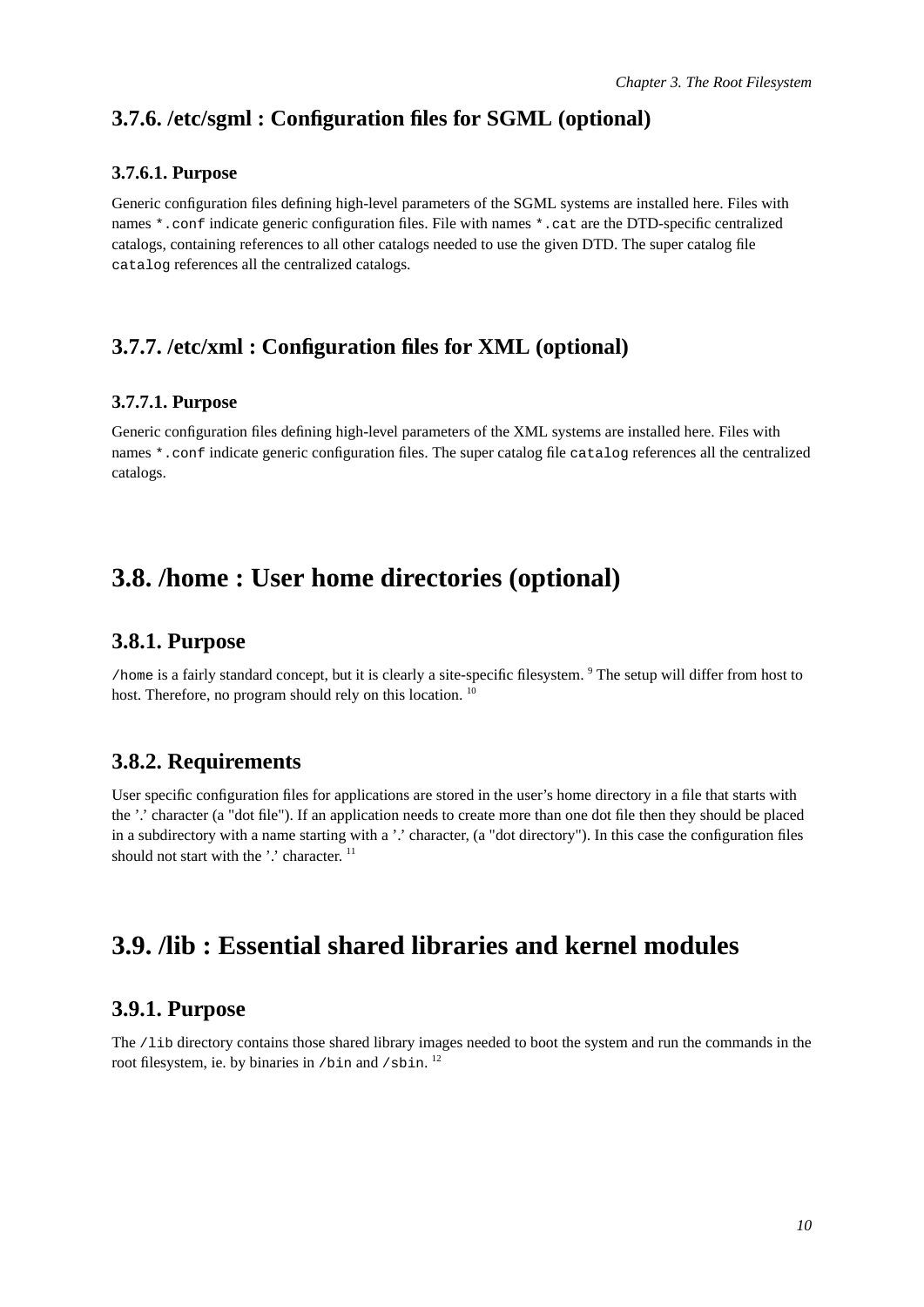### 3.7.6. /etc/sgml : Configuration files for SGML (optional)

#### 3.7.6.1. Purpose

Generic configuration files defining high-level parameters of the SGML systems are installed here. Files with names `*.conf` indicate generic configuration files. File with names `*.cat` are the DTD-specific centralized catalogs, containing references to all other catalogs needed to use the given DTD. The super catalog file `catalog` references all the centralized catalogs.

### 3.7.7. /etc/xml : Configuration files for XML (optional)

#### 3.7.7.1. Purpose

Generic configuration files defining high-level parameters of the XML systems are installed here. Files with names `*.conf` indicate generic configuration files. The super catalog file `catalog` references all the centralized catalogs.

## 3.8. /home : User home directories (optional)

### 3.8.1. Purpose

`/home` is a fairly standard concept, but it is clearly a site-specific filesystem. [9] The setup will differ from host to host. Therefore, no program should rely on this location. [10]

### 3.8.2. Requirements

User specific configuration files for applications are stored in the user's home directory in a file that starts with the '.' character (a "dot file"). If an application needs to create more than one dot file then they should be placed in a subdirectory with a name starting with a '.' character, (a "dot directory"). In this case the configuration files should not start with the '.' character. [11]

## 3.9. /lib : Essential shared libraries and kernel modules

### 3.9.1. Purpose

The `/lib` directory contains those shared library images needed to boot the system and run the commands in the root filesystem, ie. by binaries in `/bin` and `/sbin`. [12]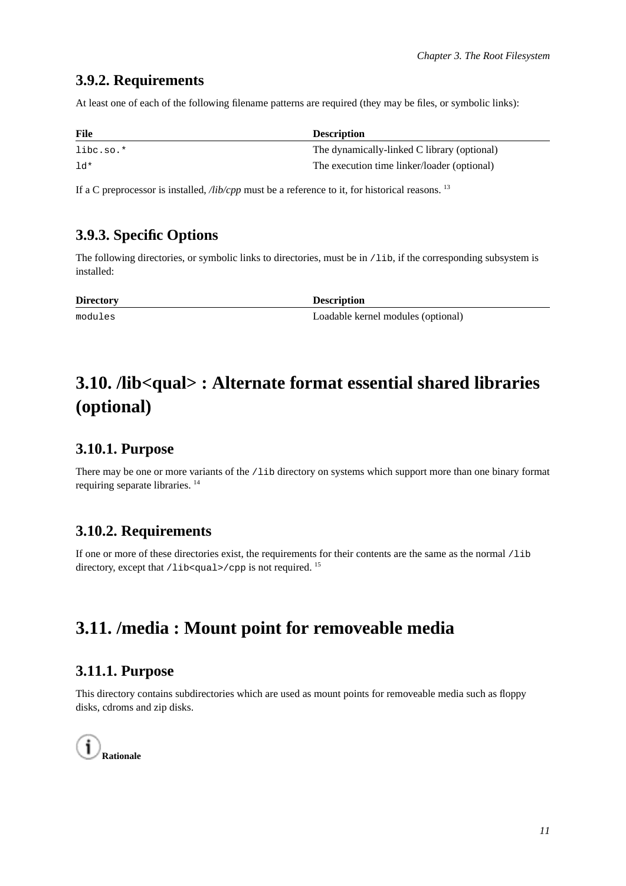### 3.9.2. Requirements

At least one of each of the following filename patterns are required (they may be files, or symbolic links):

| File | Description |
| --- | --- |
| `libc.so.*` | The dynamically-linked C library (optional) |
| `ld*` | The execution time linker/loader (optional) |

If a C preprocessor is installed, */lib/cpp* must be a reference to it, for historical reasons. [13]

### 3.9.3. Specific Options

The following directories, or symbolic links to directories, must be in `/lib`, if the corresponding subsystem is installed:

| Directory | Description |
| --- | --- |
| `modules` | Loadable kernel modules (optional) |

## 3.10. /lib<qual> : Alternate format essential shared libraries (optional)

### 3.10.1. Purpose

There may be one or more variants of the `/lib` directory on systems which support more than one binary format requiring separate libraries. [14]

### 3.10.2. Requirements

If one or more of these directories exist, the requirements for their contents are the same as the normal `/lib` directory, except that `/lib<qual>/cpp` is not required. [15]

## 3.11. /media : Mount point for removeable media

### 3.11.1. Purpose

This directory contains subdirectories which are used as mount points for removeable media such as floppy disks, cdroms and zip disks.

**Rationale**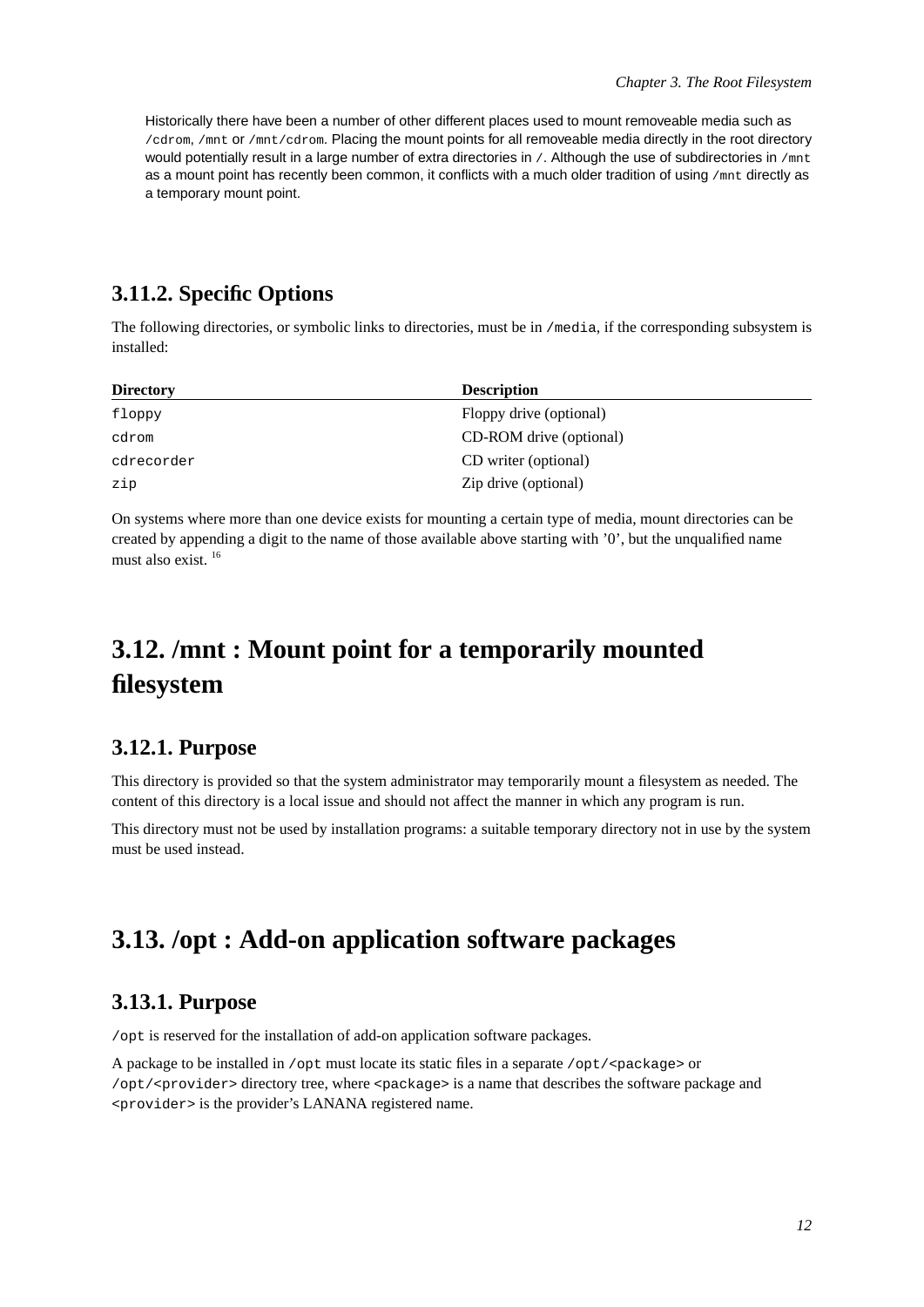Historically there have been a number of other different places used to mount removeable media such as `/cdrom`, `/mnt` or `/mnt/cdrom`. Placing the mount points for all removeable media directly in the root directory would potentially result in a large number of extra directories in `/`. Although the use of subdirectories in `/mnt` as a mount point has recently been common, it conflicts with a much older tradition of using `/mnt` directly as a temporary mount point.

### 3.11.2. Specific Options

The following directories, or symbolic links to directories, must be in `/media`, if the corresponding subsystem is installed:

| Directory | Description |
| --- | --- |
| `floppy` | Floppy drive (optional) |
| `cdrom` | CD-ROM drive (optional) |
| `cdrecorder` | CD writer (optional) |
| `zip` | Zip drive (optional) |

On systems where more than one device exists for mounting a certain type of media, mount directories can be created by appending a digit to the name of those available above starting with '0', but the unqualified name must also exist. [16]

## 3.12. /mnt : Mount point for a temporarily mounted filesystem

### 3.12.1. Purpose

This directory is provided so that the system administrator may temporarily mount a filesystem as needed. The content of this directory is a local issue and should not affect the manner in which any program is run.

This directory must not be used by installation programs: a suitable temporary directory not in use by the system must be used instead.

## 3.13. /opt : Add-on application software packages

### 3.13.1. Purpose

`/opt` is reserved for the installation of add-on application software packages.

A package to be installed in `/opt` must locate its static files in a separate `/opt/<package>` or `/opt/<provider>` directory tree, where `<package>` is a name that describes the software package and `<provider>` is the provider's LANANA registered name.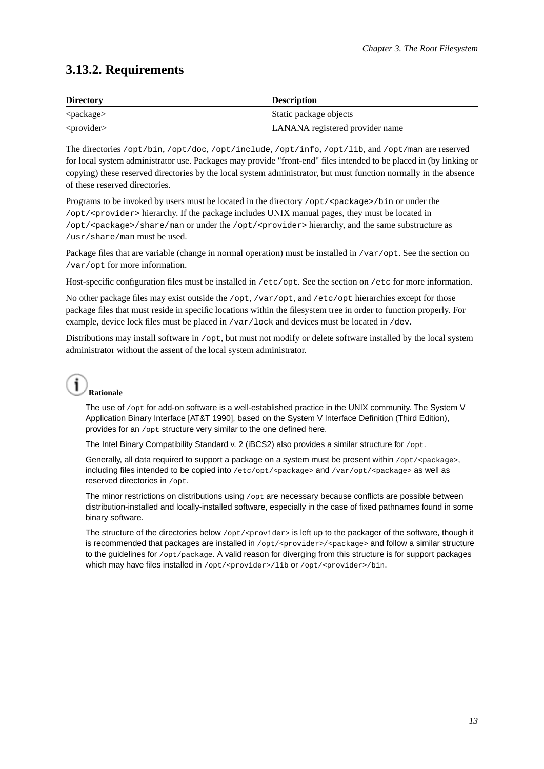### 3.13.2. Requirements

| Directory | Description |
| --- | --- |
| <package> | Static package objects |
| <provider> | LANANA registered provider name |

The directories `/opt/bin`, `/opt/doc`, `/opt/include`, `/opt/info`, `/opt/lib`, and `/opt/man` are reserved for local system administrator use. Packages may provide "front-end" files intended to be placed in (by linking or copying) these reserved directories by the local system administrator, but must function normally in the absence of these reserved directories.

Programs to be invoked by users must be located in the directory `/opt/<package>/bin` or under the `/opt/<provider>` hierarchy. If the package includes UNIX manual pages, they must be located in `/opt/<package>/share/man` or under the `/opt/<provider>` hierarchy, and the same substructure as `/usr/share/man` must be used.

Package files that are variable (change in normal operation) must be installed in `/var/opt`. See the section on `/var/opt` for more information.

Host-specific configuration files must be installed in `/etc/opt`. See the section on `/etc` for more information.

No other package files may exist outside the `/opt`, `/var/opt`, and `/etc/opt` hierarchies except for those package files that must reside in specific locations within the filesystem tree in order to function properly. For example, device lock files must be placed in `/var/lock` and devices must be located in `/dev`.

Distributions may install software in `/opt`, but must not modify or delete software installed by the local system administrator without the assent of the local system administrator.

**Rationale**

The use of `/opt` for add-on software is a well-established practice in the UNIX community. The System V Application Binary Interface [AT&T 1990], based on the System V Interface Definition (Third Edition), provides for an `/opt` structure very similar to the one defined here.

The Intel Binary Compatibility Standard v. 2 (iBCS2) also provides a similar structure for `/opt`.

Generally, all data required to support a package on a system must be present within `/opt/<package>`, including files intended to be copied into `/etc/opt/<package>` and `/var/opt/<package>` as well as reserved directories in `/opt`.

The minor restrictions on distributions using `/opt` are necessary because conflicts are possible between distribution-installed and locally-installed software, especially in the case of fixed pathnames found in some binary software.

The structure of the directories below `/opt/<provider>` is left up to the packager of the software, though it is recommended that packages are installed in `/opt/<provider>/<package>` and follow a similar structure to the guidelines for `/opt/package`. A valid reason for diverging from this structure is for support packages which may have files installed in `/opt/<provider>/lib` or `/opt/<provider>/bin`.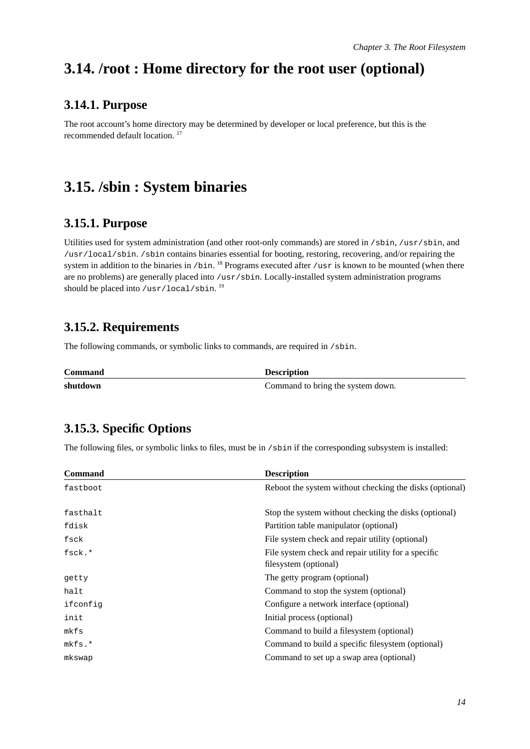## 3.14. /root : Home directory for the root user (optional)

### 3.14.1. Purpose

The root account's home directory may be determined by developer or local preference, but this is the recommended default location. [17]

## 3.15. /sbin : System binaries

### 3.15.1. Purpose

Utilities used for system administration (and other root-only commands) are stored in `/sbin`, `/usr/sbin`, and `/usr/local/sbin`. `/sbin` contains binaries essential for booting, restoring, recovering, and/or repairing the system in addition to the binaries in `/bin`. [18] Programs executed after `/usr` is known to be mounted (when there are no problems) are generally placed into `/usr/sbin`. Locally-installed system administration programs should be placed into `/usr/local/sbin`. [19]

### 3.15.2. Requirements

The following commands, or symbolic links to commands, are required in `/sbin`.

| Command | Description |
|---|---|
| **shutdown** | Command to bring the system down. |

### 3.15.3. Specific Options

The following files, or symbolic links to files, must be in `/sbin` if the corresponding subsystem is installed:

| Command | Description |
|---|---|
| `fastboot` | Reboot the system without checking the disks (optional) |
| `fasthalt` | Stop the system without checking the disks (optional) |
| `fdisk` | Partition table manipulator (optional) |
| `fsck` | File system check and repair utility (optional) |
| `fsck.*` | File system check and repair utility for a specific filesystem (optional) |
| `getty` | The getty program (optional) |
| `halt` | Command to stop the system (optional) |
| `ifconfig` | Configure a network interface (optional) |
| `init` | Initial process (optional) |
| `mkfs` | Command to build a filesystem (optional) |
| `mkfs.*` | Command to build a specific filesystem (optional) |
| `mkswap` | Command to set up a swap area (optional) |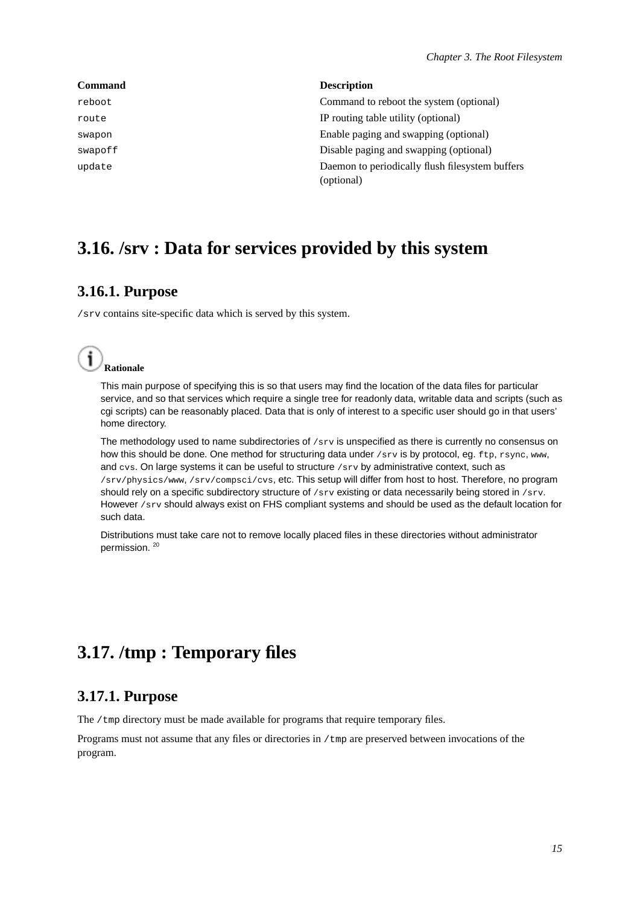| Command | Description |
| --- | --- |
| `reboot` | Command to reboot the system (optional) |
| `route` | IP routing table utility (optional) |
| `swapon` | Enable paging and swapping (optional) |
| `swapoff` | Disable paging and swapping (optional) |
| `update` | Daemon to periodically flush filesystem buffers (optional) |

## 3.16. /srv : Data for services provided by this system

### 3.16.1. Purpose

`/srv` contains site-specific data which is served by this system.

**Rationale**

This main purpose of specifying this is so that users may find the location of the data files for particular service, and so that services which require a single tree for readonly data, writable data and scripts (such as cgi scripts) can be reasonably placed. Data that is only of interest to a specific user should go in that users' home directory.

The methodology used to name subdirectories of `/srv` is unspecified as there is currently no consensus on how this should be done. One method for structuring data under `/srv` is by protocol, eg. `ftp`, `rsync`, `www`, and `cvs`. On large systems it can be useful to structure `/srv` by administrative context, such as `/srv/physics/www`, `/srv/compsci/cvs`, etc. This setup will differ from host to host. Therefore, no program should rely on a specific subdirectory structure of `/srv` existing or data necessarily being stored in `/srv`. However `/srv` should always exist on FHS compliant systems and should be used as the default location for such data.

Distributions must take care not to remove locally placed files in these directories without administrator permission. [20]

## 3.17. /tmp : Temporary files

### 3.17.1. Purpose

The `/tmp` directory must be made available for programs that require temporary files.

Programs must not assume that any files or directories in `/tmp` are preserved between invocations of the program.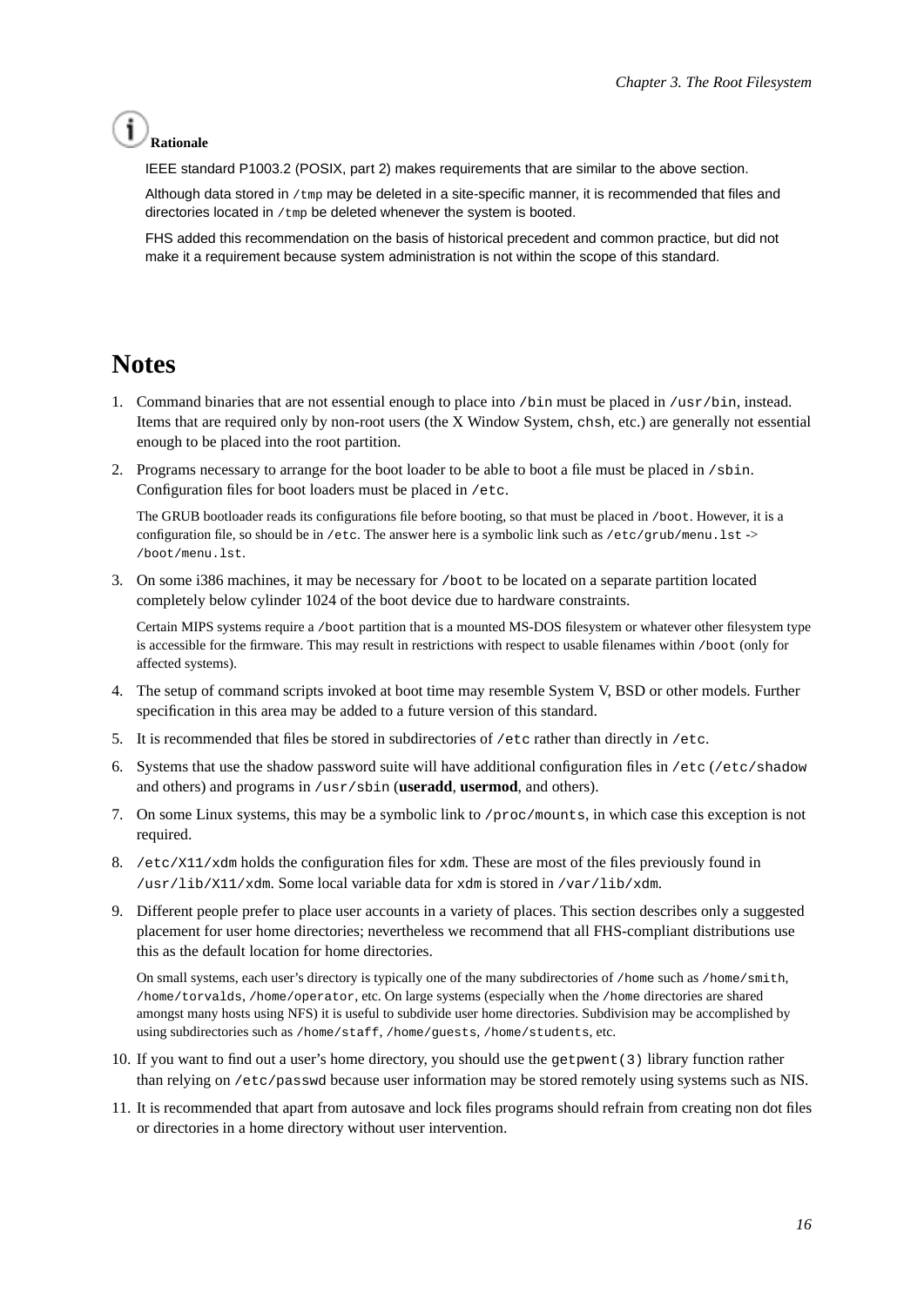**Rationale**

IEEE standard P1003.2 (POSIX, part 2) makes requirements that are similar to the above section.

Although data stored in `/tmp` may be deleted in a site-specific manner, it is recommended that files and directories located in `/tmp` be deleted whenever the system is booted.

FHS added this recommendation on the basis of historical precedent and common practice, but did not make it a requirement because system administration is not within the scope of this standard.

## Notes

1. Command binaries that are not essential enough to place into `/bin` must be placed in `/usr/bin`, instead. Items that are required only by non-root users (the X Window System, `chsh`, etc.) are generally not essential enough to be placed into the root partition.

2. Programs necessary to arrange for the boot loader to be able to boot a file must be placed in `/sbin`. Configuration files for boot loaders must be placed in `/etc`.

   The GRUB bootloader reads its configurations file before booting, so that must be placed in `/boot`. However, it is a configuration file, so should be in `/etc`. The answer here is a symbolic link such as `/etc/grub/menu.lst` -> `/boot/menu.lst`.

3. On some i386 machines, it may be necessary for `/boot` to be located on a separate partition located completely below cylinder 1024 of the boot device due to hardware constraints.

   Certain MIPS systems require a `/boot` partition that is a mounted MS-DOS filesystem or whatever other filesystem type is accessible for the firmware. This may result in restrictions with respect to usable filenames within `/boot` (only for affected systems).

4. The setup of command scripts invoked at boot time may resemble System V, BSD or other models. Further specification in this area may be added to a future version of this standard.

5. It is recommended that files be stored in subdirectories of `/etc` rather than directly in `/etc`.

6. Systems that use the shadow password suite will have additional configuration files in `/etc` (`/etc/shadow` and others) and programs in `/usr/sbin` (**useradd**, **usermod**, and others).

7. On some Linux systems, this may be a symbolic link to `/proc/mounts`, in which case this exception is not required.

8. `/etc/X11/xdm` holds the configuration files for `xdm`. These are most of the files previously found in `/usr/lib/X11/xdm`. Some local variable data for `xdm` is stored in `/var/lib/xdm`.

9. Different people prefer to place user accounts in a variety of places. This section describes only a suggested placement for user home directories; nevertheless we recommend that all FHS-compliant distributions use this as the default location for home directories.

   On small systems, each user's directory is typically one of the many subdirectories of `/home` such as `/home/smith`, `/home/torvalds`, `/home/operator`, etc. On large systems (especially when the `/home` directories are shared amongst many hosts using NFS) it is useful to subdivide user home directories. Subdivision may be accomplished by using subdirectories such as `/home/staff`, `/home/guests`, `/home/students`, etc.

10. If you want to find out a user's home directory, you should use the `getpwent(3)` library function rather than relying on `/etc/passwd` because user information may be stored remotely using systems such as NIS.

11. It is recommended that apart from autosave and lock files programs should refrain from creating non dot files or directories in a home directory without user intervention.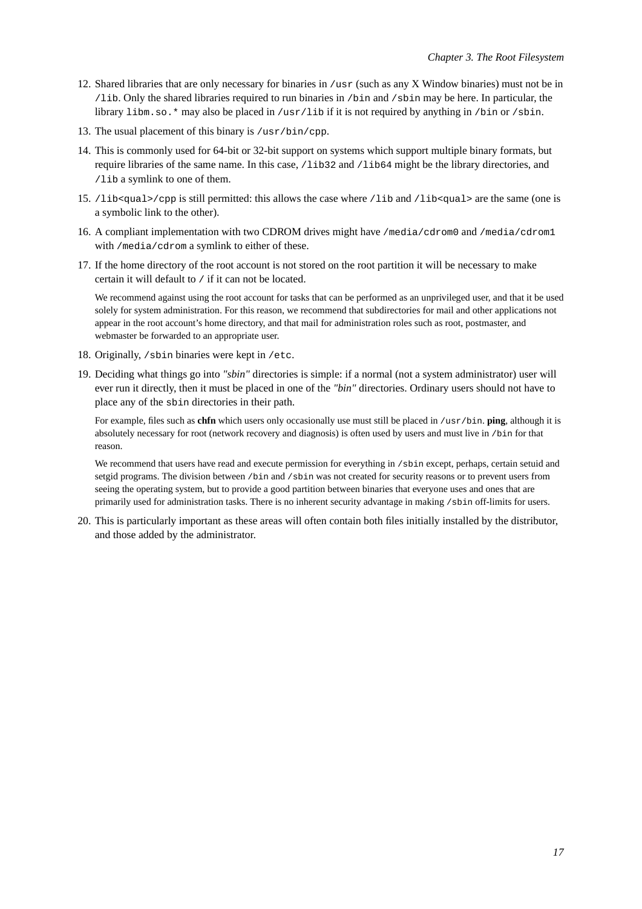12. Shared libraries that are only necessary for binaries in `/usr` (such as any X Window binaries) must not be in `/lib`. Only the shared libraries required to run binaries in `/bin` and `/sbin` may be here. In particular, the library `libm.so.*` may also be placed in `/usr/lib` if it is not required by anything in `/bin` or `/sbin`.
13. The usual placement of this binary is `/usr/bin/cpp`.
14. This is commonly used for 64-bit or 32-bit support on systems which support multiple binary formats, but require libraries of the same name. In this case, `/lib32` and `/lib64` might be the library directories, and `/lib` a symlink to one of them.
15. `/lib<qual>/cpp` is still permitted: this allows the case where `/lib` and `/lib<qual>` are the same (one is a symbolic link to the other).
16. A compliant implementation with two CDROM drives might have `/media/cdrom0` and `/media/cdrom1` with `/media/cdrom` a symlink to either of these.
17. If the home directory of the root account is not stored on the root partition it will be necessary to make certain it will default to `/` if it can not be located.

    We recommend against using the root account for tasks that can be performed as an unprivileged user, and that it be used solely for system administration. For this reason, we recommend that subdirectories for mail and other applications not appear in the root account's home directory, and that mail for administration roles such as root, postmaster, and webmaster be forwarded to an appropriate user.
18. Originally, `/sbin` binaries were kept in `/etc`.
19. Deciding what things go into *"sbin"* directories is simple: if a normal (not a system administrator) user will ever run it directly, then it must be placed in one of the *"bin"* directories. Ordinary users should not have to place any of the `sbin` directories in their path.

    For example, files such as **chfn** which users only occasionally use must still be placed in `/usr/bin`. **ping**, although it is absolutely necessary for root (network recovery and diagnosis) is often used by users and must live in `/bin` for that reason.

    We recommend that users have read and execute permission for everything in `/sbin` except, perhaps, certain setuid and setgid programs. The division between `/bin` and `/sbin` was not created for security reasons or to prevent users from seeing the operating system, but to provide a good partition between binaries that everyone uses and ones that are primarily used for administration tasks. There is no inherent security advantage in making `/sbin` off-limits for users.
20. This is particularly important as these areas will often contain both files initially installed by the distributor, and those added by the administrator.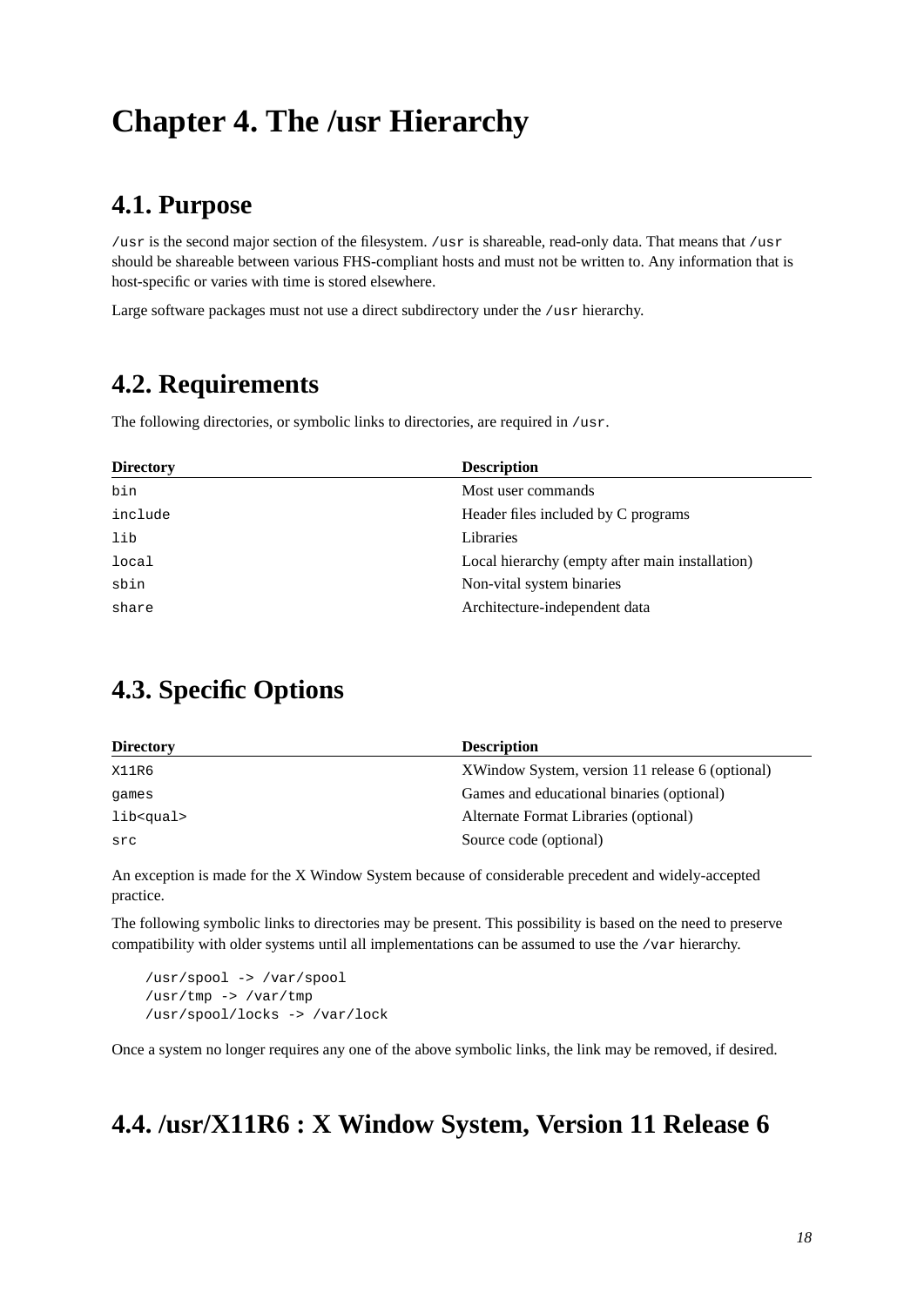# Chapter 4. The /usr Hierarchy

## 4.1. Purpose

`/usr` is the second major section of the filesystem. `/usr` is shareable, read-only data. That means that `/usr` should be shareable between various FHS-compliant hosts and must not be written to. Any information that is host-specific or varies with time is stored elsewhere.

Large software packages must not use a direct subdirectory under the `/usr` hierarchy.

## 4.2. Requirements

The following directories, or symbolic links to directories, are required in `/usr`.

| Directory | Description |
|---|---|
| `bin` | Most user commands |
| `include` | Header files included by C programs |
| `lib` | Libraries |
| `local` | Local hierarchy (empty after main installation) |
| `sbin` | Non-vital system binaries |
| `share` | Architecture-independent data |

## 4.3. Specific Options

| Directory | Description |
|---|---|
| `X11R6` | XWindow System, version 11 release 6 (optional) |
| `games` | Games and educational binaries (optional) |
| `lib<qual>` | Alternate Format Libraries (optional) |
| `src` | Source code (optional) |

An exception is made for the X Window System because of considerable precedent and widely-accepted practice.

The following symbolic links to directories may be present. This possibility is based on the need to preserve compatibility with older systems until all implementations can be assumed to use the `/var` hierarchy.

```
/usr/spool -> /var/spool
/usr/tmp -> /var/tmp
/usr/spool/locks -> /var/lock
```

Once a system no longer requires any one of the above symbolic links, the link may be removed, if desired.

## 4.4. /usr/X11R6 : X Window System, Version 11 Release 6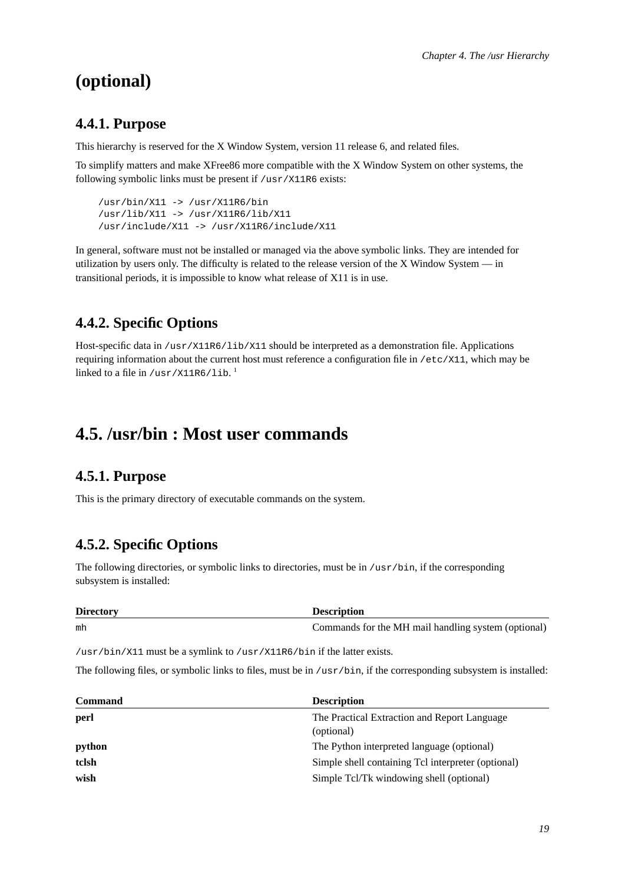# (optional)

## 4.4.1. Purpose

This hierarchy is reserved for the X Window System, version 11 release 6, and related files.

To simplify matters and make XFree86 more compatible with the X Window System on other systems, the following symbolic links must be present if `/usr/X11R6` exists:

```
/usr/bin/X11 -> /usr/X11R6/bin
/usr/lib/X11 -> /usr/X11R6/lib/X11
/usr/include/X11 -> /usr/X11R6/include/X11
```

In general, software must not be installed or managed via the above symbolic links. They are intended for utilization by users only. The difficulty is related to the release version of the X Window System — in transitional periods, it is impossible to know what release of X11 is in use.

## 4.4.2. Specific Options

Host-specific data in `/usr/X11R6/lib/X11` should be interpreted as a demonstration file. Applications requiring information about the current host must reference a configuration file in `/etc/X11`, which may be linked to a file in `/usr/X11R6/lib`. [1]

# 4.5. /usr/bin : Most user commands

## 4.5.1. Purpose

This is the primary directory of executable commands on the system.

## 4.5.2. Specific Options

The following directories, or symbolic links to directories, must be in `/usr/bin`, if the corresponding subsystem is installed:

| Directory | Description |
|---|---|
| `mh` | Commands for the MH mail handling system (optional) |

`/usr/bin/X11` must be a symlink to `/usr/X11R6/bin` if the latter exists.

The following files, or symbolic links to files, must be in `/usr/bin`, if the corresponding subsystem is installed:

| Command | Description |
|---|---|
| **perl** | The Practical Extraction and Report Language (optional) |
| **python** | The Python interpreted language (optional) |
| **tclsh** | Simple shell containing Tcl interpreter (optional) |
| **wish** | Simple Tcl/Tk windowing shell (optional) |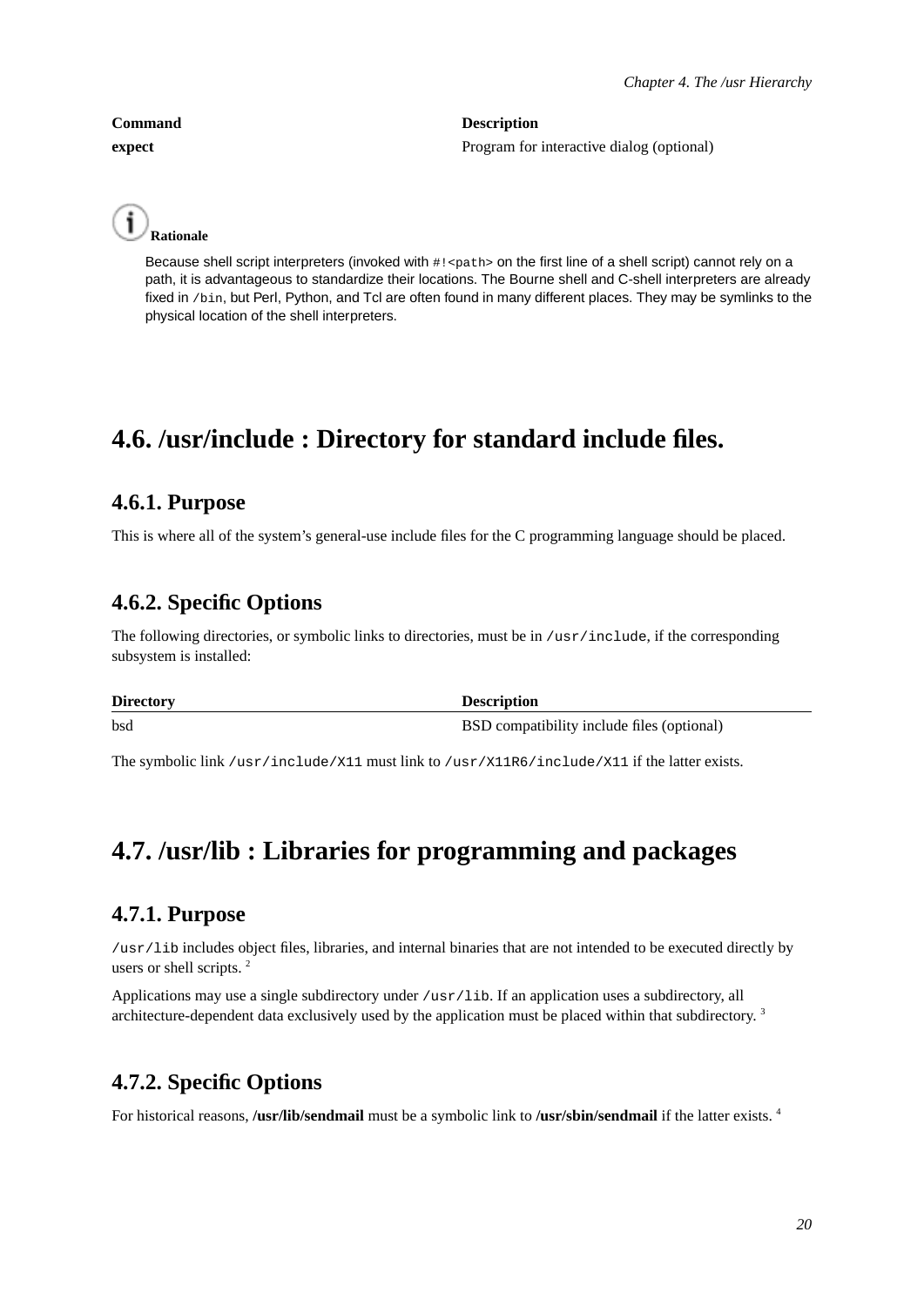| Command | Description |
| --- | --- |
| **expect** | Program for interactive dialog (optional) |

**Rationale**

Because shell script interpreters (invoked with `#!<path>` on the first line of a shell script) cannot rely on a path, it is advantageous to standardize their locations. The Bourne shell and C-shell interpreters are already fixed in `/bin`, but Perl, Python, and Tcl are often found in many different places. They may be symlinks to the physical location of the shell interpreters.

## 4.6. /usr/include : Directory for standard include files.

### 4.6.1. Purpose

This is where all of the system's general-use include files for the C programming language should be placed.

### 4.6.2. Specific Options

The following directories, or symbolic links to directories, must be in `/usr/include`, if the corresponding subsystem is installed:

| Directory | Description |
| --- | --- |
| bsd | BSD compatibility include files (optional) |

The symbolic link `/usr/include/X11` must link to `/usr/X11R6/include/X11` if the latter exists.

## 4.7. /usr/lib : Libraries for programming and packages

### 4.7.1. Purpose

`/usr/lib` includes object files, libraries, and internal binaries that are not intended to be executed directly by users or shell scripts. [2]

Applications may use a single subdirectory under `/usr/lib`. If an application uses a subdirectory, all architecture-dependent data exclusively used by the application must be placed within that subdirectory. [3]

### 4.7.2. Specific Options

For historical reasons, **/usr/lib/sendmail** must be a symbolic link to **/usr/sbin/sendmail** if the latter exists. [4]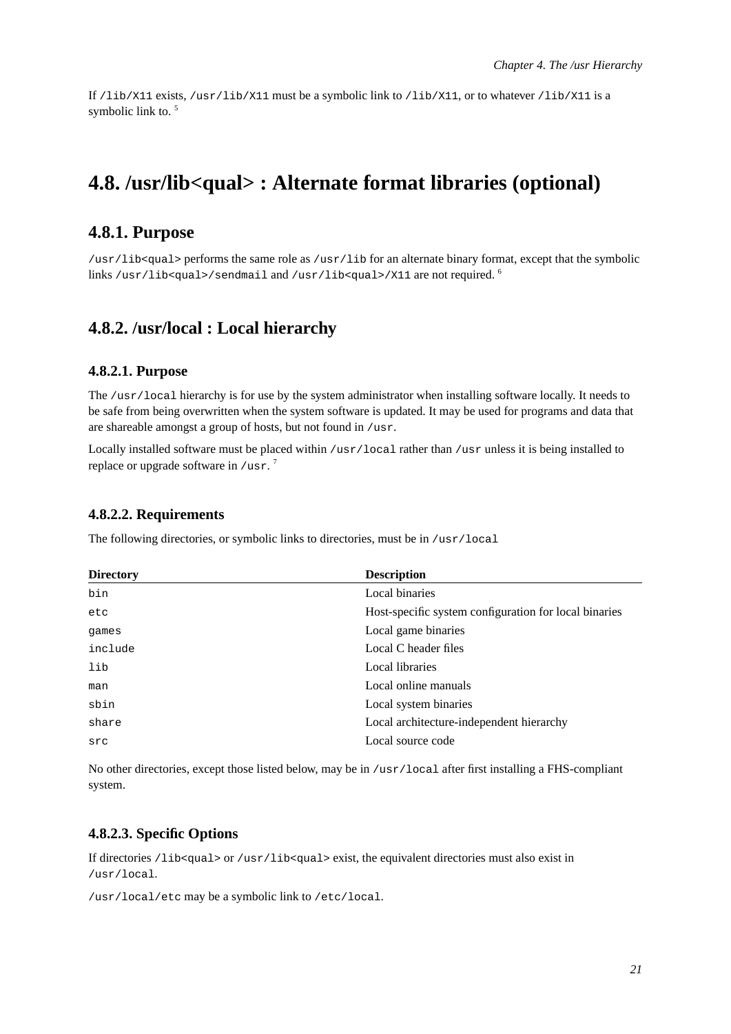If `/lib/X11` exists, `/usr/lib/X11` must be a symbolic link to `/lib/X11`, or to whatever `/lib/X11` is a symbolic link to. [5]

# 4.8. /usr/lib<qual> : Alternate format libraries (optional)

## 4.8.1. Purpose

`/usr/lib<qual>` performs the same role as `/usr/lib` for an alternate binary format, except that the symbolic links `/usr/lib<qual>/sendmail` and `/usr/lib<qual>/X11` are not required. [6]

## 4.8.2. /usr/local : Local hierarchy

### 4.8.2.1. Purpose

The `/usr/local` hierarchy is for use by the system administrator when installing software locally. It needs to be safe from being overwritten when the system software is updated. It may be used for programs and data that are shareable amongst a group of hosts, but not found in `/usr`.

Locally installed software must be placed within `/usr/local` rather than `/usr` unless it is being installed to replace or upgrade software in `/usr`. [7]

### 4.8.2.2. Requirements

The following directories, or symbolic links to directories, must be in `/usr/local`

| Directory | Description |
|---|---|
| `bin` | Local binaries |
| `etc` | Host-specific system configuration for local binaries |
| `games` | Local game binaries |
| `include` | Local C header files |
| `lib` | Local libraries |
| `man` | Local online manuals |
| `sbin` | Local system binaries |
| `share` | Local architecture-independent hierarchy |
| `src` | Local source code |

No other directories, except those listed below, may be in `/usr/local` after first installing a FHS-compliant system.

### 4.8.2.3. Specific Options

If directories `/lib<qual>` or `/usr/lib<qual>` exist, the equivalent directories must also exist in `/usr/local`.

`/usr/local/etc` may be a symbolic link to `/etc/local`.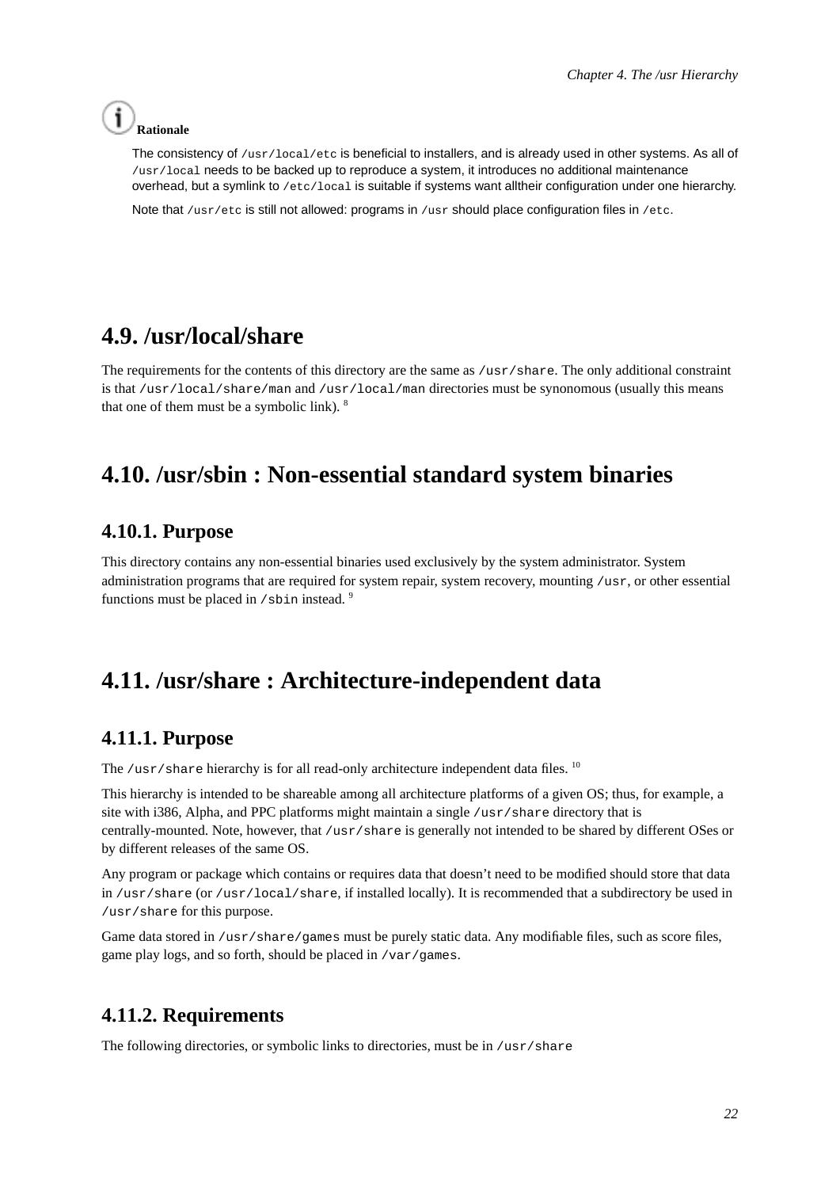**Rationale**

The consistency of `/usr/local/etc` is beneficial to installers, and is already used in other systems. As all of `/usr/local` needs to be backed up to reproduce a system, it introduces no additional maintenance overhead, but a symlink to `/etc/local` is suitable if systems want alltheir configuration under one hierarchy.

Note that `/usr/etc` is still not allowed: programs in `/usr` should place configuration files in `/etc`.

## 4.9. /usr/local/share

The requirements for the contents of this directory are the same as `/usr/share`. The only additional constraint is that `/usr/local/share/man` and `/usr/local/man` directories must be synonomous (usually this means that one of them must be a symbolic link). [8]

## 4.10. /usr/sbin : Non-essential standard system binaries

### 4.10.1. Purpose

This directory contains any non-essential binaries used exclusively by the system administrator. System administration programs that are required for system repair, system recovery, mounting `/usr`, or other essential functions must be placed in `/sbin` instead. [9]

## 4.11. /usr/share : Architecture-independent data

### 4.11.1. Purpose

The `/usr/share` hierarchy is for all read-only architecture independent data files. [10]

This hierarchy is intended to be shareable among all architecture platforms of a given OS; thus, for example, a site with i386, Alpha, and PPC platforms might maintain a single `/usr/share` directory that is centrally-mounted. Note, however, that `/usr/share` is generally not intended to be shared by different OSes or by different releases of the same OS.

Any program or package which contains or requires data that doesn't need to be modified should store that data in `/usr/share` (or `/usr/local/share`, if installed locally). It is recommended that a subdirectory be used in `/usr/share` for this purpose.

Game data stored in `/usr/share/games` must be purely static data. Any modifiable files, such as score files, game play logs, and so forth, should be placed in `/var/games`.

### 4.11.2. Requirements

The following directories, or symbolic links to directories, must be in `/usr/share`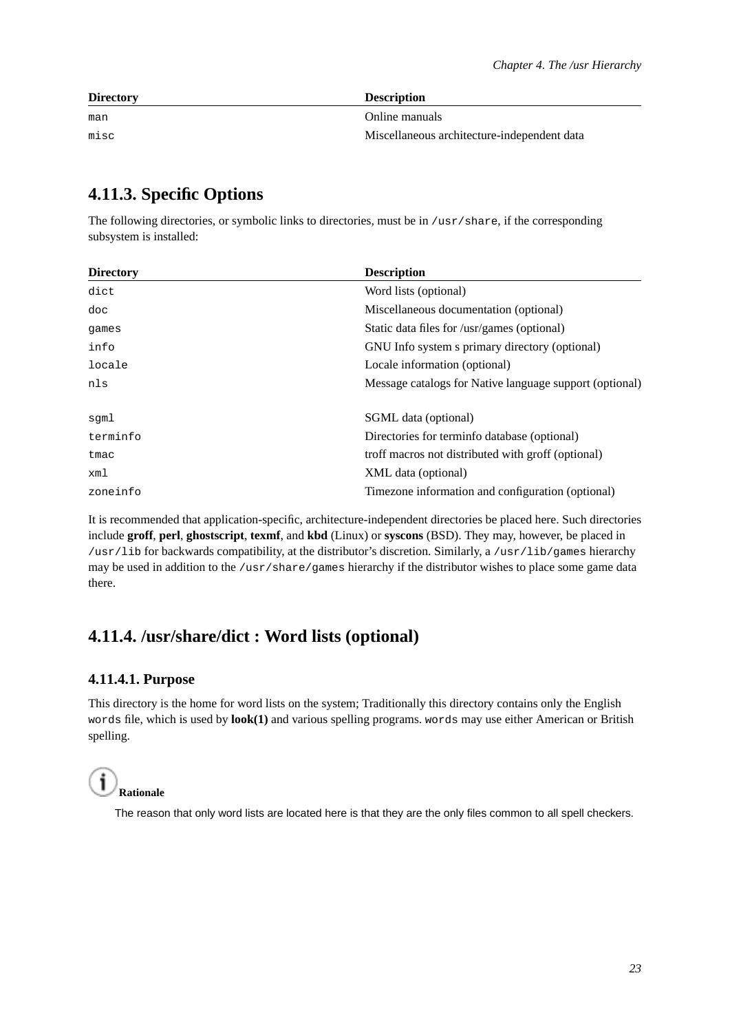| Directory | Description |
| --- | --- |
| man | Online manuals |
| misc | Miscellaneous architecture-independent data |

### 4.11.3. Specific Options

The following directories, or symbolic links to directories, must be in `/usr/share`, if the corresponding subsystem is installed:

| Directory | Description |
| --- | --- |
| dict | Word lists (optional) |
| doc | Miscellaneous documentation (optional) |
| games | Static data files for /usr/games (optional) |
| info | GNU Info system s primary directory (optional) |
| locale | Locale information (optional) |
| nls | Message catalogs for Native language support (optional) |
| sgml | SGML data (optional) |
| terminfo | Directories for terminfo database (optional) |
| tmac | troff macros not distributed with groff (optional) |
| xml | XML data (optional) |
| zoneinfo | Timezone information and configuration (optional) |

It is recommended that application-specific, architecture-independent directories be placed here. Such directories include **groff**, **perl**, **ghostscript**, **texmf**, and **kbd** (Linux) or **syscons** (BSD). They may, however, be placed in `/usr/lib` for backwards compatibility, at the distributor's discretion. Similarly, a `/usr/lib/games` hierarchy may be used in addition to the `/usr/share/games` hierarchy if the distributor wishes to place some game data there.

### 4.11.4. /usr/share/dict : Word lists (optional)

#### 4.11.4.1. Purpose

This directory is the home for word lists on the system; Traditionally this directory contains only the English `words` file, which is used by **look(1)** and various spelling programs. `words` may use either American or British spelling.

**Rationale**

The reason that only word lists are located here is that they are the only files common to all spell checkers.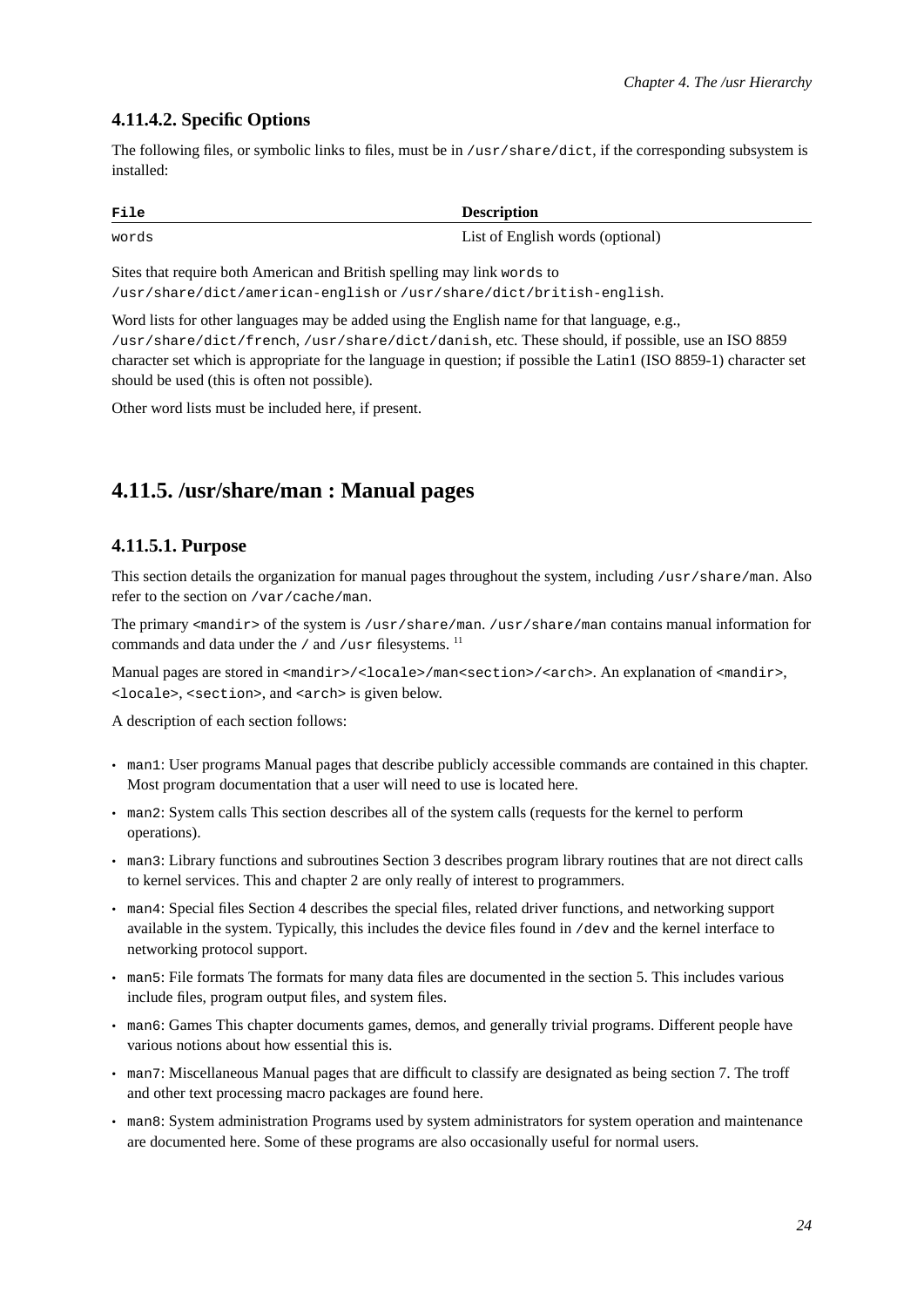#### 4.11.4.2. Specific Options

The following files, or symbolic links to files, must be in `/usr/share/dict`, if the corresponding subsystem is installed:

| File | Description |
|---|---|
| `words` | List of English words (optional) |

Sites that require both American and British spelling may link `words` to `/usr/share/dict/american-english` or `/usr/share/dict/british-english`.

Word lists for other languages may be added using the English name for that language, e.g., `/usr/share/dict/french`, `/usr/share/dict/danish`, etc. These should, if possible, use an ISO 8859 character set which is appropriate for the language in question; if possible the Latin1 (ISO 8859-1) character set should be used (this is often not possible).

Other word lists must be included here, if present.

### 4.11.5. /usr/share/man : Manual pages

#### 4.11.5.1. Purpose

This section details the organization for manual pages throughout the system, including `/usr/share/man`. Also refer to the section on `/var/cache/man`.

The primary `<mandir>` of the system is `/usr/share/man`. `/usr/share/man` contains manual information for commands and data under the `/` and `/usr` filesystems. [11]

Manual pages are stored in `<mandir>/<locale>/man<section>/<arch>`. An explanation of `<mandir>`, `<locale>`, `<section>`, and `<arch>` is given below.

A description of each section follows:

- `man1`: User programs Manual pages that describe publicly accessible commands are contained in this chapter. Most program documentation that a user will need to use is located here.
- `man2`: System calls This section describes all of the system calls (requests for the kernel to perform operations).
- `man3`: Library functions and subroutines Section 3 describes program library routines that are not direct calls to kernel services. This and chapter 2 are only really of interest to programmers.
- `man4`: Special files Section 4 describes the special files, related driver functions, and networking support available in the system. Typically, this includes the device files found in `/dev` and the kernel interface to networking protocol support.
- `man5`: File formats The formats for many data files are documented in the section 5. This includes various include files, program output files, and system files.
- `man6`: Games This chapter documents games, demos, and generally trivial programs. Different people have various notions about how essential this is.
- `man7`: Miscellaneous Manual pages that are difficult to classify are designated as being section 7. The troff and other text processing macro packages are found here.
- `man8`: System administration Programs used by system administrators for system operation and maintenance are documented here. Some of these programs are also occasionally useful for normal users.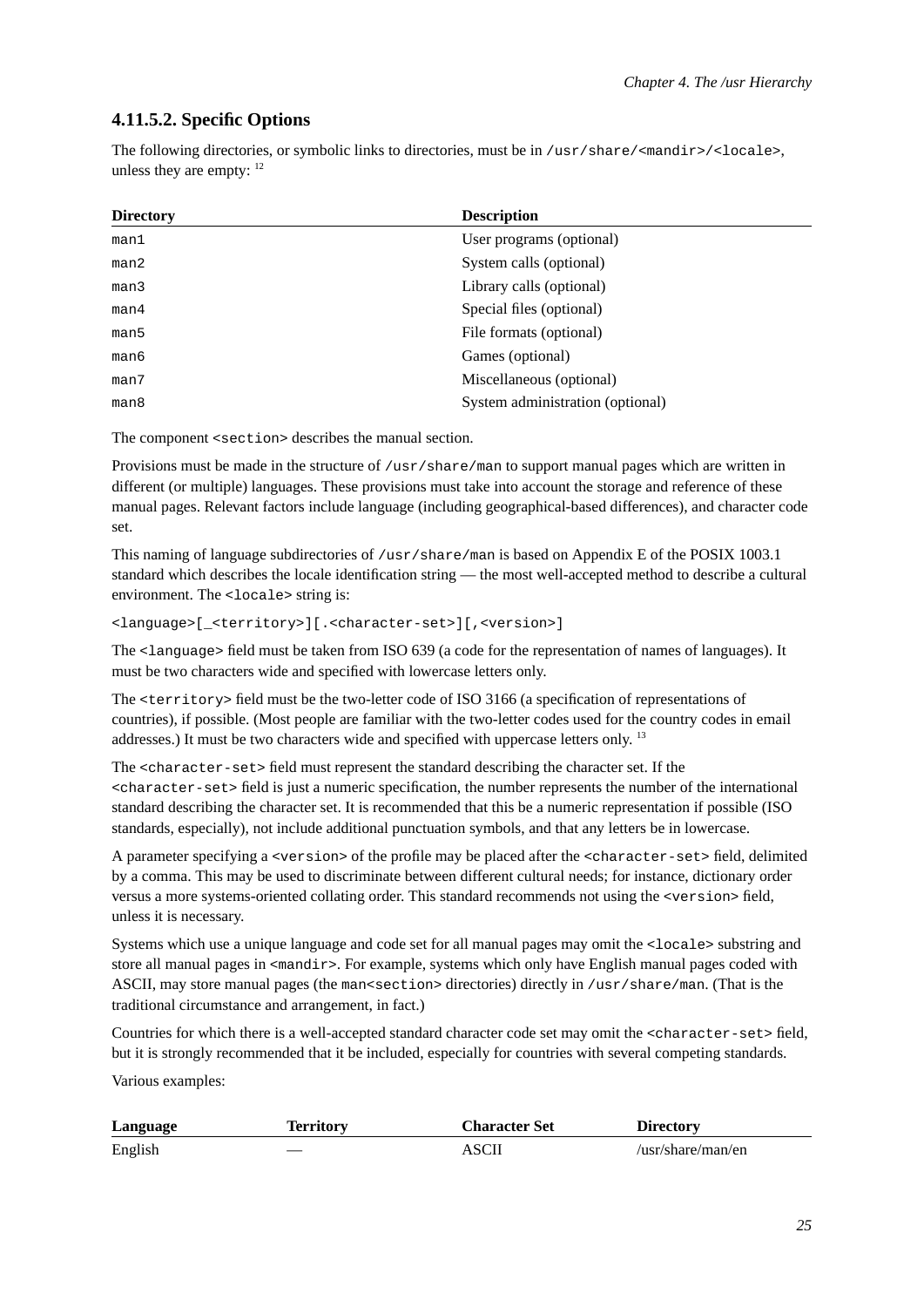#### 4.11.5.2. Specific Options

The following directories, or symbolic links to directories, must be in `/usr/share/<mandir>/<locale>`, unless they are empty: [12]

| Directory | Description |
|---|---|
| `man1` | User programs (optional) |
| `man2` | System calls (optional) |
| `man3` | Library calls (optional) |
| `man4` | Special files (optional) |
| `man5` | File formats (optional) |
| `man6` | Games (optional) |
| `man7` | Miscellaneous (optional) |
| `man8` | System administration (optional) |

The component `<section>` describes the manual section.

Provisions must be made in the structure of `/usr/share/man` to support manual pages which are written in different (or multiple) languages. These provisions must take into account the storage and reference of these manual pages. Relevant factors include language (including geographical-based differences), and character code set.

This naming of language subdirectories of `/usr/share/man` is based on Appendix E of the POSIX 1003.1 standard which describes the locale identification string — the most well-accepted method to describe a cultural environment. The `<locale>` string is:

```
<language>[_<territory>][.<character-set>][,<version>]
```

The `<language>` field must be taken from ISO 639 (a code for the representation of names of languages). It must be two characters wide and specified with lowercase letters only.

The `<territory>` field must be the two-letter code of ISO 3166 (a specification of representations of countries), if possible. (Most people are familiar with the two-letter codes used for the country codes in email addresses.) It must be two characters wide and specified with uppercase letters only. [13]

The `<character-set>` field must represent the standard describing the character set. If the `<character-set>` field is just a numeric specification, the number represents the number of the international standard describing the character set. It is recommended that this be a numeric representation if possible (ISO standards, especially), not include additional punctuation symbols, and that any letters be in lowercase.

A parameter specifying a `<version>` of the profile may be placed after the `<character-set>` field, delimited by a comma. This may be used to discriminate between different cultural needs; for instance, dictionary order versus a more systems-oriented collating order. This standard recommends not using the `<version>` field, unless it is necessary.

Systems which use a unique language and code set for all manual pages may omit the `<locale>` substring and store all manual pages in `<mandir>`. For example, systems which only have English manual pages coded with ASCII, may store manual pages (the `man<section>` directories) directly in `/usr/share/man`. (That is the traditional circumstance and arrangement, in fact.)

Countries for which there is a well-accepted standard character code set may omit the `<character-set>` field, but it is strongly recommended that it be included, especially for countries with several competing standards.

Various examples:

| Language | Territory | Character Set | Directory |
|---|---|---|---|
| English | — | ASCII | /usr/share/man/en |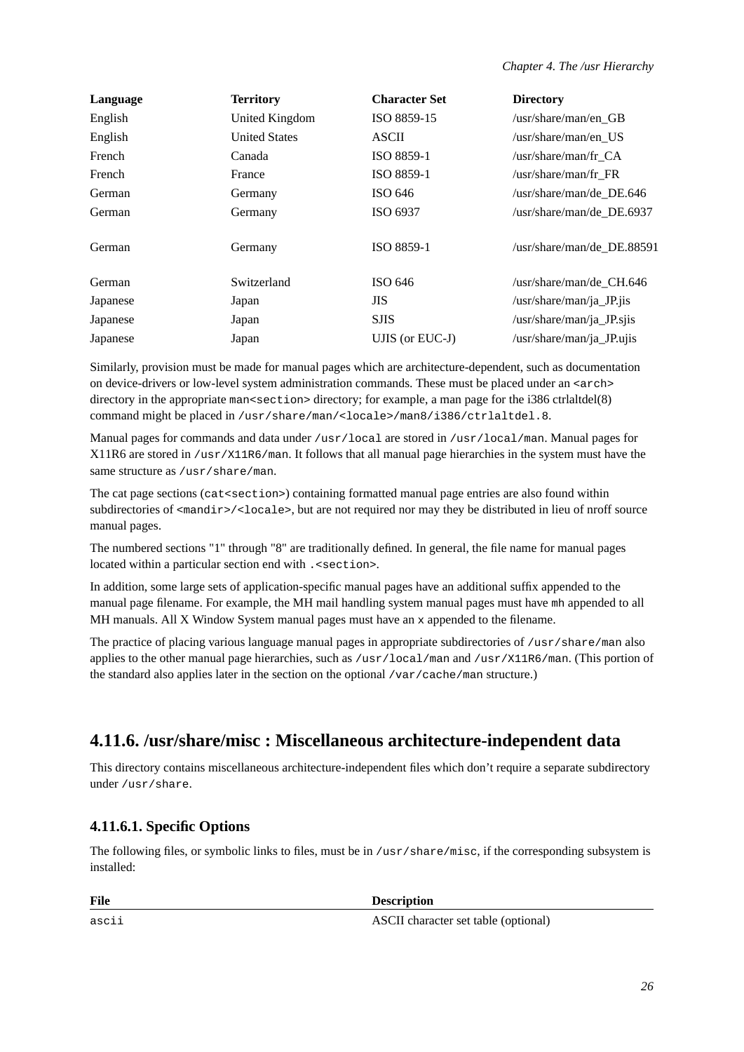| Language | Territory | Character Set | Directory |
|---|---|---|---|
| English | United Kingdom | ISO 8859-15 | /usr/share/man/en_GB |
| English | United States | ASCII | /usr/share/man/en_US |
| French | Canada | ISO 8859-1 | /usr/share/man/fr_CA |
| French | France | ISO 8859-1 | /usr/share/man/fr_FR |
| German | Germany | ISO 646 | /usr/share/man/de_DE.646 |
| German | Germany | ISO 6937 | /usr/share/man/de_DE.6937 |
| German | Germany | ISO 8859-1 | /usr/share/man/de_DE.88591 |
| German | Switzerland | ISO 646 | /usr/share/man/de_CH.646 |
| Japanese | Japan | JIS | /usr/share/man/ja_JP.jis |
| Japanese | Japan | SJIS | /usr/share/man/ja_JP.sjis |
| Japanese | Japan | UJIS (or EUC-J) | /usr/share/man/ja_JP.ujis |

Similarly, provision must be made for manual pages which are architecture-dependent, such as documentation on device-drivers or low-level system administration commands. These must be placed under an `<arch>` directory in the appropriate `man<section>` directory; for example, a man page for the i386 ctrlaltdel(8) command might be placed in `/usr/share/man/<locale>/man8/i386/ctrlaltdel.8`.

Manual pages for commands and data under `/usr/local` are stored in `/usr/local/man`. Manual pages for X11R6 are stored in `/usr/X11R6/man`. It follows that all manual page hierarchies in the system must have the same structure as `/usr/share/man`.

The cat page sections (`cat<section>`) containing formatted manual page entries are also found within subdirectories of `<mandir>/<locale>`, but are not required nor may they be distributed in lieu of nroff source manual pages.

The numbered sections "1" through "8" are traditionally defined. In general, the file name for manual pages located within a particular section end with `.<section>`.

In addition, some large sets of application-specific manual pages have an additional suffix appended to the manual page filename. For example, the MH mail handling system manual pages must have `mh` appended to all MH manuals. All X Window System manual pages must have an `x` appended to the filename.

The practice of placing various language manual pages in appropriate subdirectories of `/usr/share/man` also applies to the other manual page hierarchies, such as `/usr/local/man` and `/usr/X11R6/man`. (This portion of the standard also applies later in the section on the optional `/var/cache/man` structure.)

## 4.11.6. /usr/share/misc : Miscellaneous architecture-independent data

This directory contains miscellaneous architecture-independent files which don't require a separate subdirectory under `/usr/share`.

### 4.11.6.1. Specific Options

The following files, or symbolic links to files, must be in `/usr/share/misc`, if the corresponding subsystem is installed:

| File | Description |
|---|---|
| `ascii` | ASCII character set table (optional) |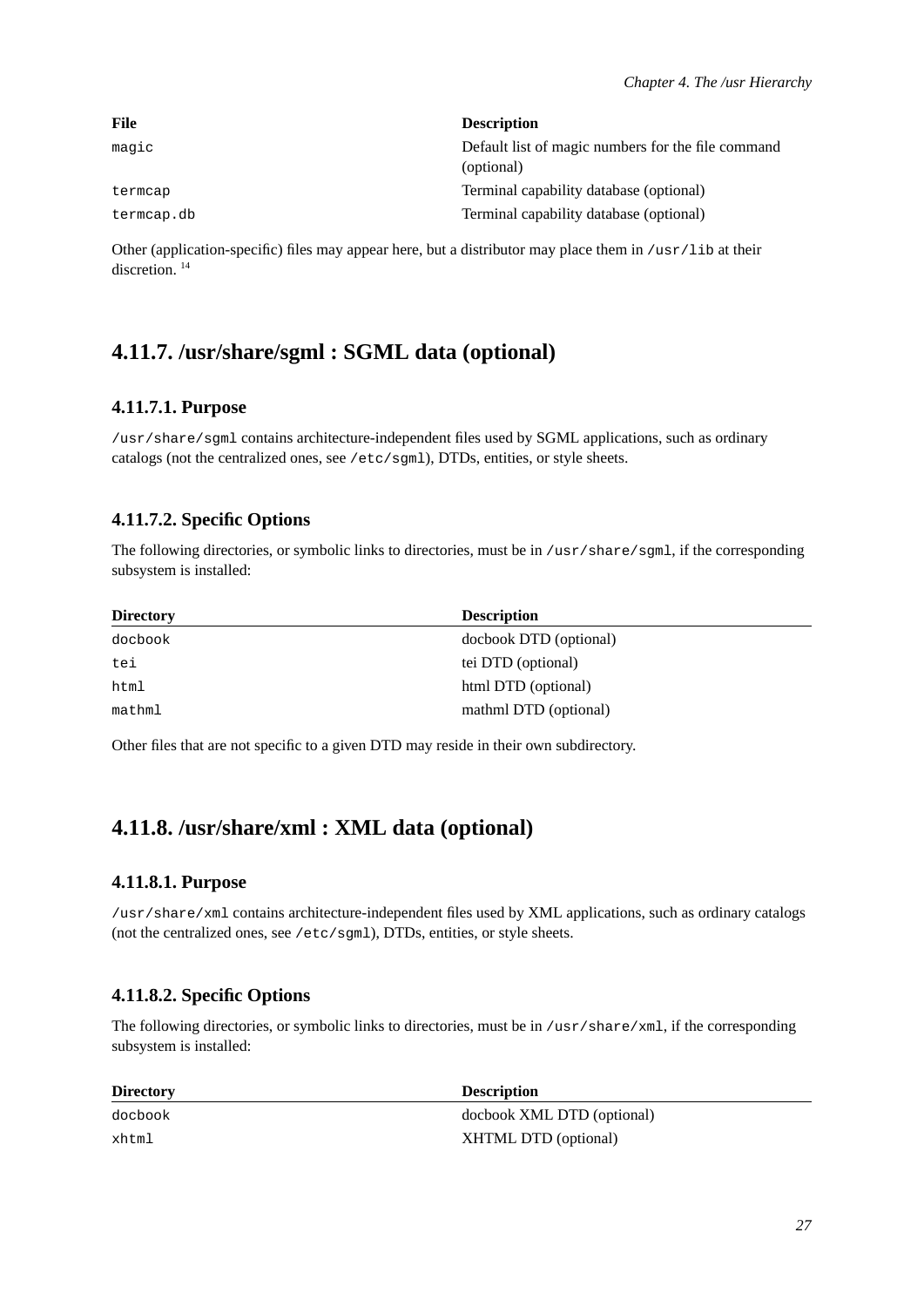| File | Description |
|---|---|
| `magic` | Default list of magic numbers for the file command (optional) |
| `termcap` | Terminal capability database (optional) |
| `termcap.db` | Terminal capability database (optional) |

Other (application-specific) files may appear here, but a distributor may place them in `/usr/lib` at their discretion. [14]

## 4.11.7. /usr/share/sgml : SGML data (optional)

### 4.11.7.1. Purpose

`/usr/share/sgml` contains architecture-independent files used by SGML applications, such as ordinary catalogs (not the centralized ones, see `/etc/sgml`), DTDs, entities, or style sheets.

### 4.11.7.2. Specific Options

The following directories, or symbolic links to directories, must be in `/usr/share/sgml`, if the corresponding subsystem is installed:

| Directory | Description |
|---|---|
| `docbook` | docbook DTD (optional) |
| `tei` | tei DTD (optional) |
| `html` | html DTD (optional) |
| `mathml` | mathml DTD (optional) |

Other files that are not specific to a given DTD may reside in their own subdirectory.

## 4.11.8. /usr/share/xml : XML data (optional)

### 4.11.8.1. Purpose

`/usr/share/xml` contains architecture-independent files used by XML applications, such as ordinary catalogs (not the centralized ones, see `/etc/sgml`), DTDs, entities, or style sheets.

### 4.11.8.2. Specific Options

The following directories, or symbolic links to directories, must be in `/usr/share/xml`, if the corresponding subsystem is installed:

| Directory | Description |
|---|---|
| `docbook` | docbook XML DTD (optional) |
| `xhtml` | XHTML DTD (optional) |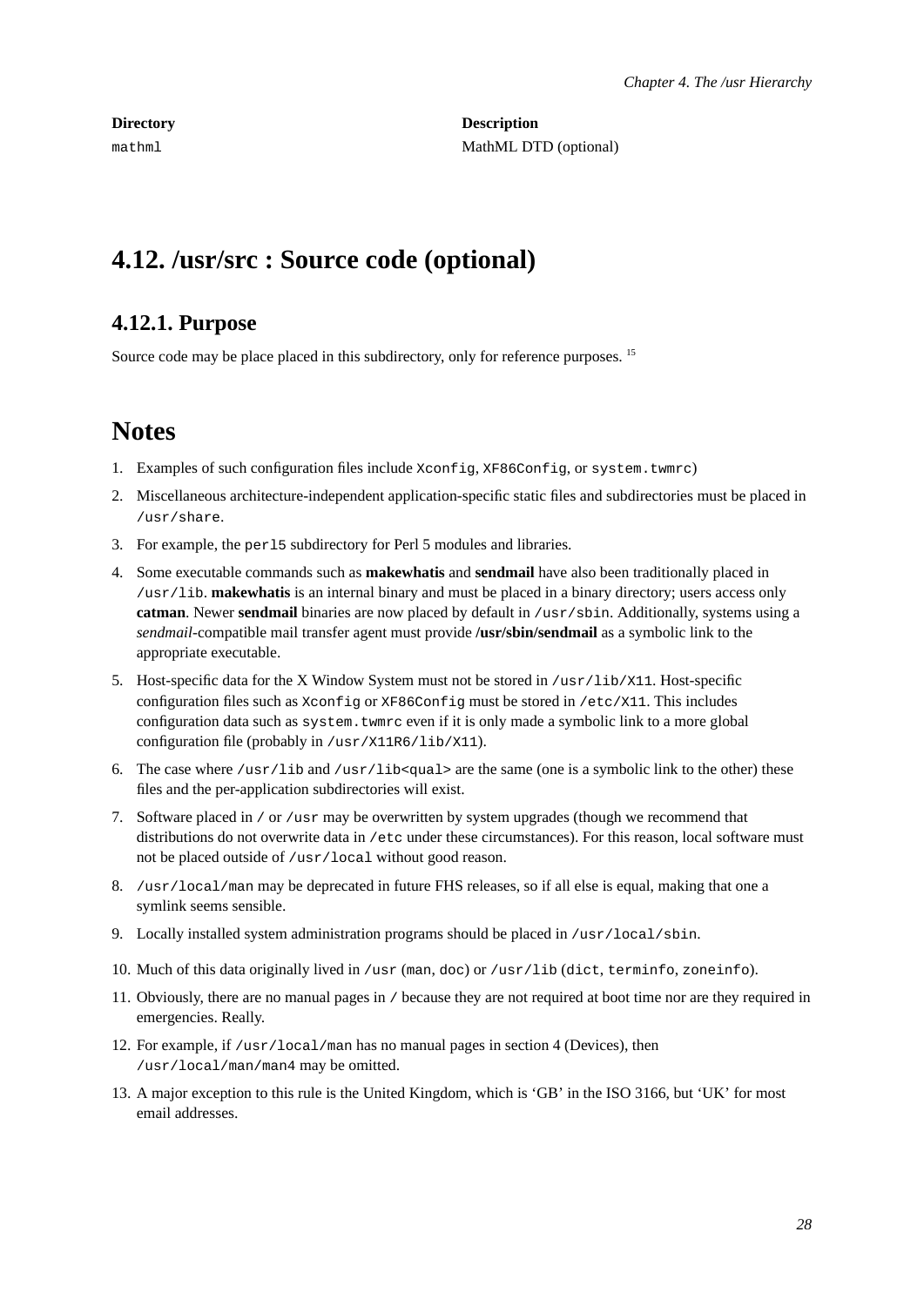| Directory | Description |
| --- | --- |
| mathml | MathML DTD (optional) |

## 4.12. /usr/src : Source code (optional)

### 4.12.1. Purpose

Source code may be place placed in this subdirectory, only for reference purposes. [15]

## Notes

1. Examples of such configuration files include `Xconfig`, `XF86Config`, or `system.twmrc`)
2. Miscellaneous architecture-independent application-specific static files and subdirectories must be placed in `/usr/share`.
3. For example, the `perl5` subdirectory for Perl 5 modules and libraries.
4. Some executable commands such as **makewhatis** and **sendmail** have also been traditionally placed in `/usr/lib`. **makewhatis** is an internal binary and must be placed in a binary directory; users access only **catman**. Newer **sendmail** binaries are now placed by default in `/usr/sbin`. Additionally, systems using a *sendmail*-compatible mail transfer agent must provide **/usr/sbin/sendmail** as a symbolic link to the appropriate executable.
5. Host-specific data for the X Window System must not be stored in `/usr/lib/X11`. Host-specific configuration files such as `Xconfig` or `XF86Config` must be stored in `/etc/X11`. This includes configuration data such as `system.twmrc` even if it is only made a symbolic link to a more global configuration file (probably in `/usr/X11R6/lib/X11`).
6. The case where `/usr/lib` and `/usr/lib<qual>` are the same (one is a symbolic link to the other) these files and the per-application subdirectories will exist.
7. Software placed in `/` or `/usr` may be overwritten by system upgrades (though we recommend that distributions do not overwrite data in `/etc` under these circumstances). For this reason, local software must not be placed outside of `/usr/local` without good reason.
8. `/usr/local/man` may be deprecated in future FHS releases, so if all else is equal, making that one a symlink seems sensible.
9. Locally installed system administration programs should be placed in `/usr/local/sbin`.
10. Much of this data originally lived in `/usr` (`man`, `doc`) or `/usr/lib` (`dict`, `terminfo`, `zoneinfo`).
11. Obviously, there are no manual pages in `/` because they are not required at boot time nor are they required in emergencies. Really.
12. For example, if `/usr/local/man` has no manual pages in section 4 (Devices), then `/usr/local/man/man4` may be omitted.
13. A major exception to this rule is the United Kingdom, which is 'GB' in the ISO 3166, but 'UK' for most email addresses.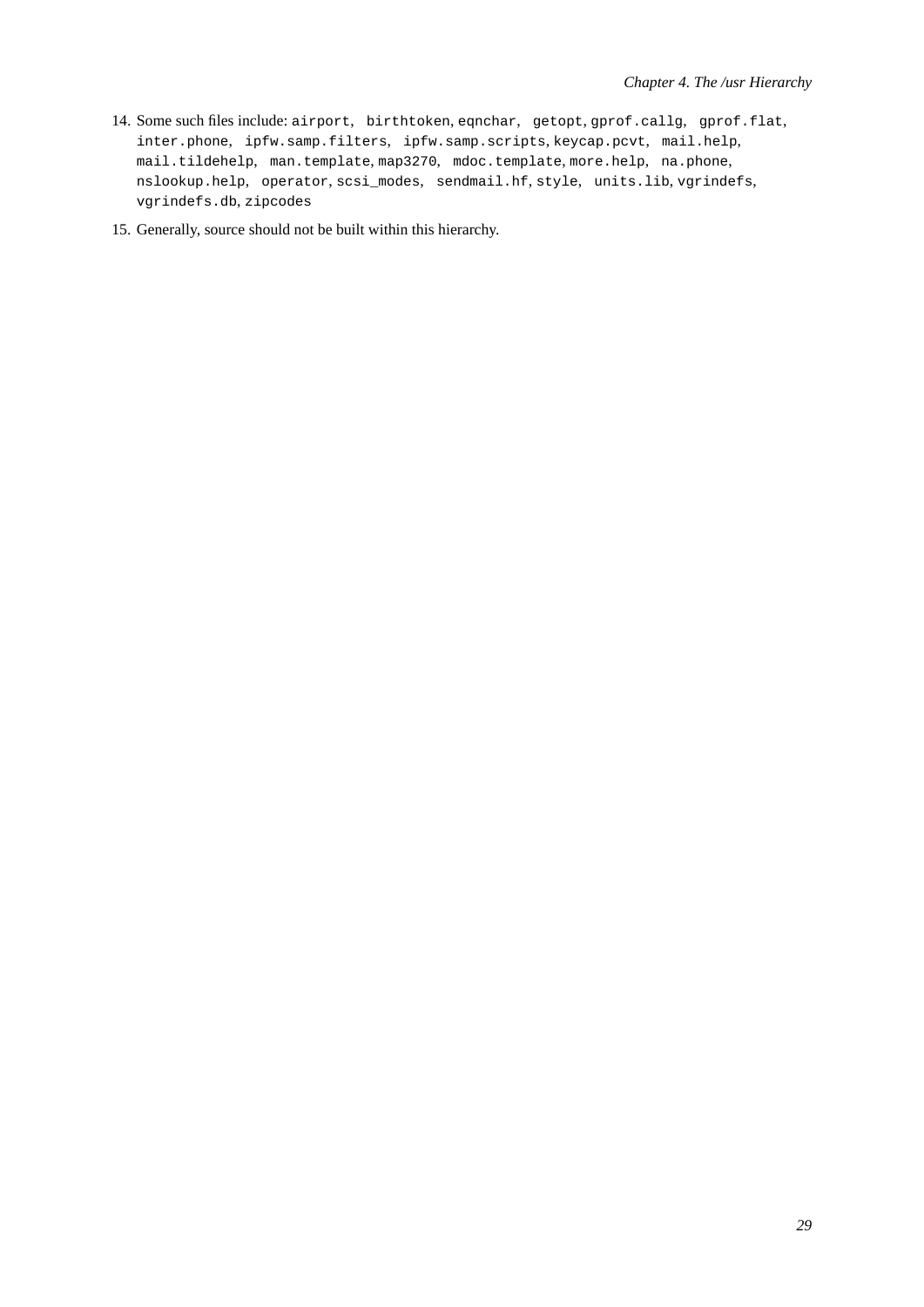14. Some such files include: `airport`, `birthtoken`, `eqnchar`, `getopt`, `gprof.callg`, `gprof.flat`, `inter.phone`, `ipfw.samp.filters`, `ipfw.samp.scripts`, `keycap.pcvt`, `mail.help`, `mail.tildehelp`, `man.template`, `map3270`, `mdoc.template`, `more.help`, `na.phone`, `nslookup.help`, `operator`, `scsi_modes`, `sendmail.hf`, `style`, `units.lib`, `vgrindefs`, `vgrindefs.db`, `zipcodes`

15. Generally, source should not be built within this hierarchy.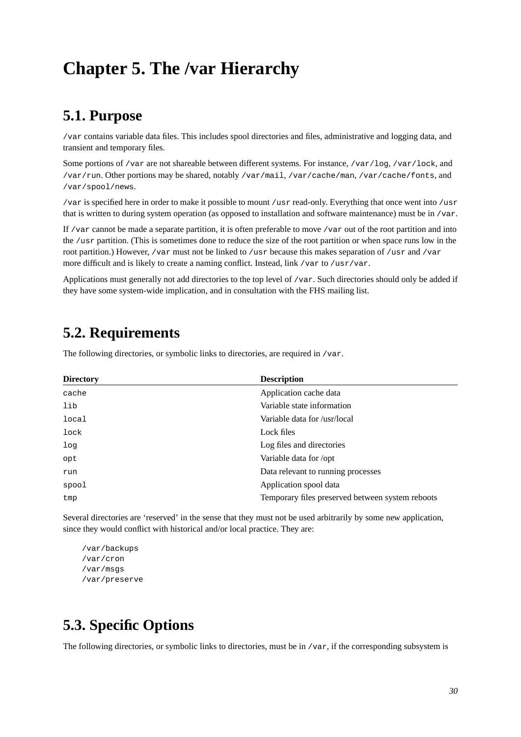# Chapter 5. The /var Hierarchy

## 5.1. Purpose

`/var` contains variable data files. This includes spool directories and files, administrative and logging data, and transient and temporary files.

Some portions of `/var` are not shareable between different systems. For instance, `/var/log`, `/var/lock`, and `/var/run`. Other portions may be shared, notably `/var/mail`, `/var/cache/man`, `/var/cache/fonts`, and `/var/spool/news`.

`/var` is specified here in order to make it possible to mount `/usr` read-only. Everything that once went into `/usr` that is written to during system operation (as opposed to installation and software maintenance) must be in `/var`.

If `/var` cannot be made a separate partition, it is often preferable to move `/var` out of the root partition and into the `/usr` partition. (This is sometimes done to reduce the size of the root partition or when space runs low in the root partition.) However, `/var` must not be linked to `/usr` because this makes separation of `/usr` and `/var` more difficult and is likely to create a naming conflict. Instead, link `/var` to `/usr/var`.

Applications must generally not add directories to the top level of `/var`. Such directories should only be added if they have some system-wide implication, and in consultation with the FHS mailing list.

## 5.2. Requirements

The following directories, or symbolic links to directories, are required in `/var`.

| Directory | Description |
|---|---|
| `cache` | Application cache data |
| `lib` | Variable state information |
| `local` | Variable data for /usr/local |
| `lock` | Lock files |
| `log` | Log files and directories |
| `opt` | Variable data for /opt |
| `run` | Data relevant to running processes |
| `spool` | Application spool data |
| `tmp` | Temporary files preserved between system reboots |

Several directories are ‘reserved’ in the sense that they must not be used arbitrarily by some new application, since they would conflict with historical and/or local practice. They are:

```
/var/backups
/var/cron
/var/msgs
/var/preserve
```

## 5.3. Specific Options

The following directories, or symbolic links to directories, must be in `/var`, if the corresponding subsystem is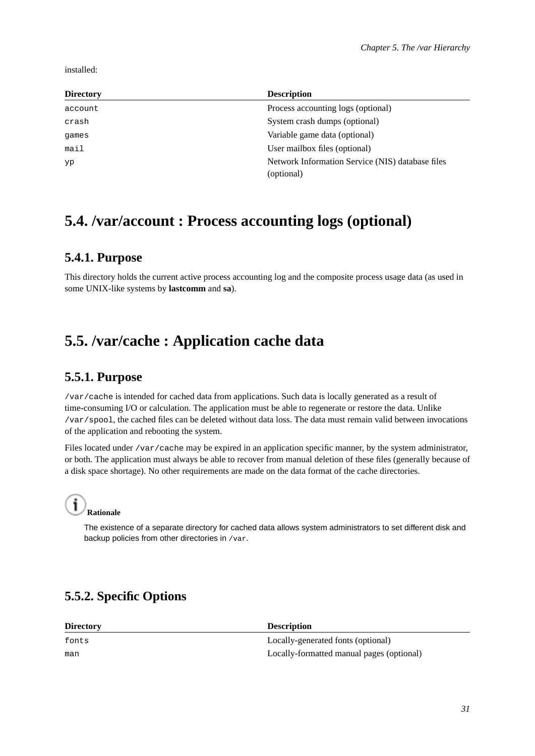installed:

| Directory | Description |
|---|---|
| `account` | Process accounting logs (optional) |
| `crash` | System crash dumps (optional) |
| `games` | Variable game data (optional) |
| `mail` | User mailbox files (optional) |
| `yp` | Network Information Service (NIS) database files (optional) |

## 5.4. /var/account : Process accounting logs (optional)

### 5.4.1. Purpose

This directory holds the current active process accounting log and the composite process usage data (as used in some UNIX-like systems by **lastcomm** and **sa**).

## 5.5. /var/cache : Application cache data

### 5.5.1. Purpose

`/var/cache` is intended for cached data from applications. Such data is locally generated as a result of time-consuming I/O or calculation. The application must be able to regenerate or restore the data. Unlike `/var/spool`, the cached files can be deleted without data loss. The data must remain valid between invocations of the application and rebooting the system.

Files located under `/var/cache` may be expired in an application specific manner, by the system administrator, or both. The application must always be able to recover from manual deletion of these files (generally because of a disk space shortage). No other requirements are made on the data format of the cache directories.

**Rationale**

The existence of a separate directory for cached data allows system administrators to set different disk and backup policies from other directories in `/var`.

### 5.5.2. Specific Options

| Directory | Description |
|---|---|
| `fonts` | Locally-generated fonts (optional) |
| `man` | Locally-formatted manual pages (optional) |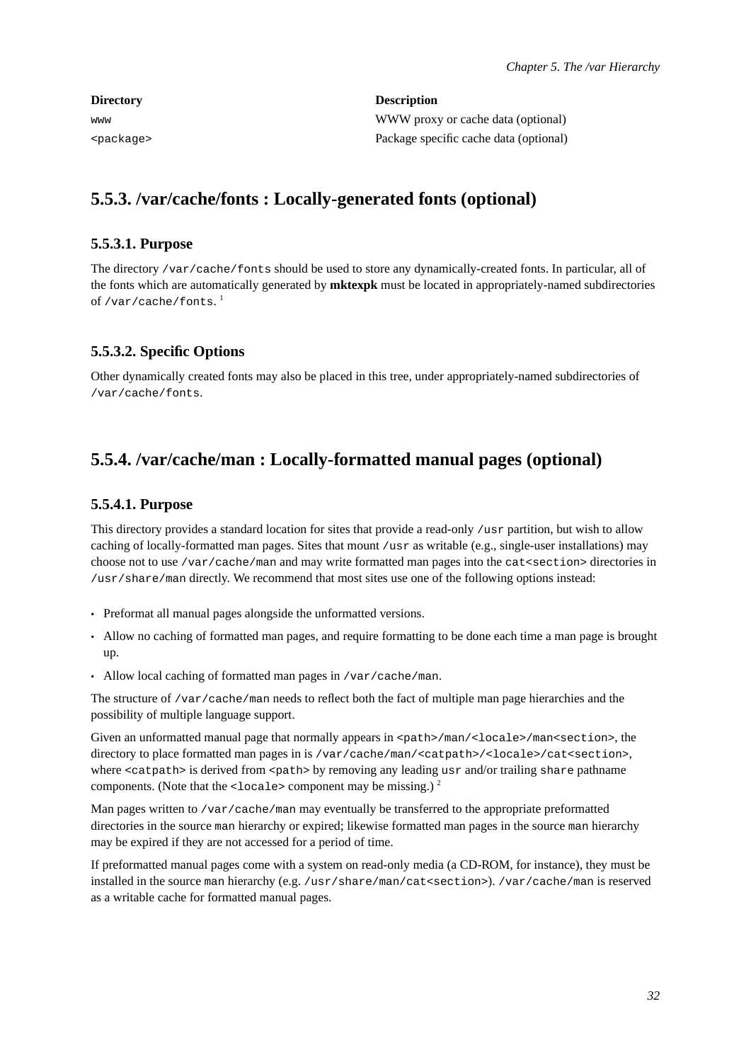| Directory | Description |
| --- | --- |
| `www` | WWW proxy or cache data (optional) |
| `<package>` | Package specific cache data (optional) |

## 5.5.3. /var/cache/fonts : Locally-generated fonts (optional)

### 5.5.3.1. Purpose

The directory `/var/cache/fonts` should be used to store any dynamically-created fonts. In particular, all of the fonts which are automatically generated by **mktexpk** must be located in appropriately-named subdirectories of `/var/cache/fonts`. [1]

### 5.5.3.2. Specific Options

Other dynamically created fonts may also be placed in this tree, under appropriately-named subdirectories of `/var/cache/fonts`.

## 5.5.4. /var/cache/man : Locally-formatted manual pages (optional)

### 5.5.4.1. Purpose

This directory provides a standard location for sites that provide a read-only `/usr` partition, but wish to allow caching of locally-formatted man pages. Sites that mount `/usr` as writable (e.g., single-user installations) may choose not to use `/var/cache/man` and may write formatted man pages into the `cat<section>` directories in `/usr/share/man` directly. We recommend that most sites use one of the following options instead:

- Preformat all manual pages alongside the unformatted versions.
- Allow no caching of formatted man pages, and require formatting to be done each time a man page is brought up.
- Allow local caching of formatted man pages in `/var/cache/man`.

The structure of `/var/cache/man` needs to reflect both the fact of multiple man page hierarchies and the possibility of multiple language support.

Given an unformatted manual page that normally appears in `<path>/man/<locale>/man<section>`, the directory to place formatted man pages in is `/var/cache/man/<catpath>/<locale>/cat<section>`, where `<catpath>` is derived from `<path>` by removing any leading `usr` and/or trailing `share` pathname components. (Note that the `<locale>` component may be missing.) [2]

Man pages written to `/var/cache/man` may eventually be transferred to the appropriate preformatted directories in the source `man` hierarchy or expired; likewise formatted man pages in the source `man` hierarchy may be expired if they are not accessed for a period of time.

If preformatted manual pages come with a system on read-only media (a CD-ROM, for instance), they must be installed in the source `man` hierarchy (e.g. `/usr/share/man/cat<section>`). `/var/cache/man` is reserved as a writable cache for formatted manual pages.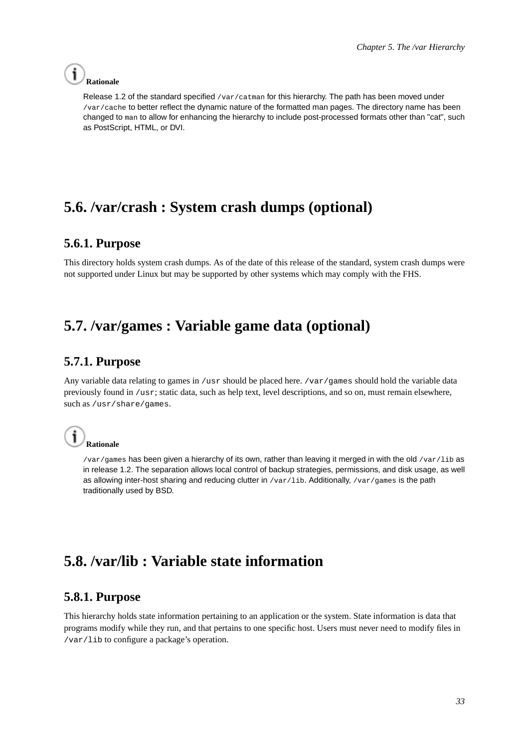**Rationale**

Release 1.2 of the standard specified `/var/catman` for this hierarchy. The path has been moved under `/var/cache` to better reflect the dynamic nature of the formatted man pages. The directory name has been changed to `man` to allow for enhancing the hierarchy to include post-processed formats other than "cat", such as PostScript, HTML, or DVI.

## 5.6. /var/crash : System crash dumps (optional)

### 5.6.1. Purpose

This directory holds system crash dumps. As of the date of this release of the standard, system crash dumps were not supported under Linux but may be supported by other systems which may comply with the FHS.

## 5.7. /var/games : Variable game data (optional)

### 5.7.1. Purpose

Any variable data relating to games in `/usr` should be placed here. `/var/games` should hold the variable data previously found in `/usr`; static data, such as help text, level descriptions, and so on, must remain elsewhere, such as `/usr/share/games`.

**Rationale**

`/var/games` has been given a hierarchy of its own, rather than leaving it merged in with the old `/var/lib` as in release 1.2. The separation allows local control of backup strategies, permissions, and disk usage, as well as allowing inter-host sharing and reducing clutter in `/var/lib`. Additionally, `/var/games` is the path traditionally used by BSD.

## 5.8. /var/lib : Variable state information

### 5.8.1. Purpose

This hierarchy holds state information pertaining to an application or the system. State information is data that programs modify while they run, and that pertains to one specific host. Users must never need to modify files in `/var/lib` to configure a package's operation.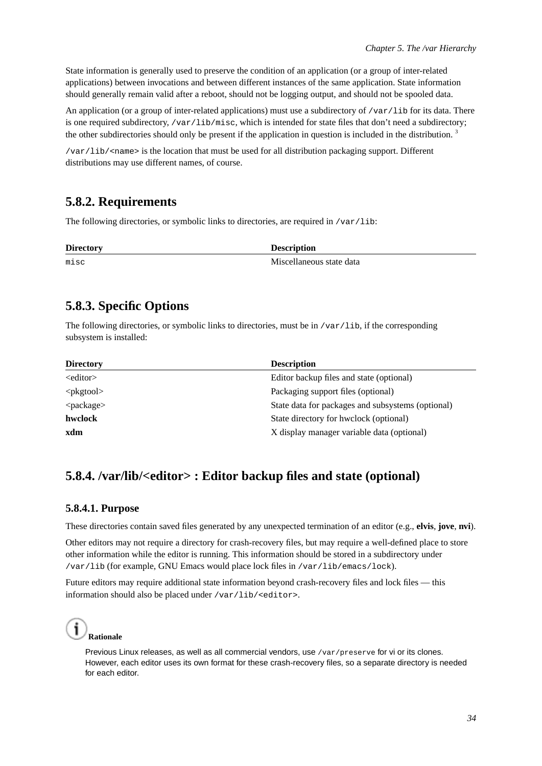State information is generally used to preserve the condition of an application (or a group of inter-related applications) between invocations and between different instances of the same application. State information should generally remain valid after a reboot, should not be logging output, and should not be spooled data.

An application (or a group of inter-related applications) must use a subdirectory of `/var/lib` for its data. There is one required subdirectory, `/var/lib/misc`, which is intended for state files that don't need a subdirectory; the other subdirectories should only be present if the application in question is included in the distribution. [3]

`/var/lib/<name>` is the location that must be used for all distribution packaging support. Different distributions may use different names, of course.

## 5.8.2. Requirements

The following directories, or symbolic links to directories, are required in `/var/lib`:

| Directory | Description |
|---|---|
| `misc` | Miscellaneous state data |

## 5.8.3. Specific Options

The following directories, or symbolic links to directories, must be in `/var/lib`, if the corresponding subsystem is installed:

| Directory | Description |
|---|---|
| <editor> | Editor backup files and state (optional) |
| <pkgtool> | Packaging support files (optional) |
| <package> | State data for packages and subsystems (optional) |
| **hwclock** | State directory for hwclock (optional) |
| **xdm** | X display manager variable data (optional) |

## 5.8.4. /var/lib/<editor> : Editor backup files and state (optional)

### 5.8.4.1. Purpose

These directories contain saved files generated by any unexpected termination of an editor (e.g., **elvis**, **jove**, **nvi**).

Other editors may not require a directory for crash-recovery files, but may require a well-defined place to store other information while the editor is running. This information should be stored in a subdirectory under `/var/lib` (for example, GNU Emacs would place lock files in `/var/lib/emacs/lock`).

Future editors may require additional state information beyond crash-recovery files and lock files — this information should also be placed under `/var/lib/<editor>`.

**Rationale**

Previous Linux releases, as well as all commercial vendors, use `/var/preserve` for vi or its clones. However, each editor uses its own format for these crash-recovery files, so a separate directory is needed for each editor.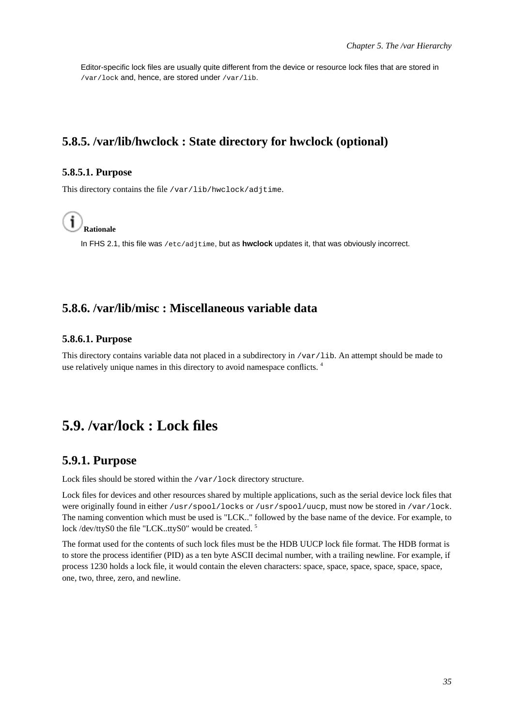Editor-specific lock files are usually quite different from the device or resource lock files that are stored in `/var/lock` and, hence, are stored under `/var/lib`.

### 5.8.5. /var/lib/hwclock : State directory for hwclock (optional)

#### 5.8.5.1. Purpose

This directory contains the file `/var/lib/hwclock/adjtime`.

**Rationale**

In FHS 2.1, this file was `/etc/adjtime`, but as **hwclock** updates it, that was obviously incorrect.

### 5.8.6. /var/lib/misc : Miscellaneous variable data

#### 5.8.6.1. Purpose

This directory contains variable data not placed in a subdirectory in `/var/lib`. An attempt should be made to use relatively unique names in this directory to avoid namespace conflicts. [4]

## 5.9. /var/lock : Lock files

### 5.9.1. Purpose

Lock files should be stored within the `/var/lock` directory structure.

Lock files for devices and other resources shared by multiple applications, such as the serial device lock files that were originally found in either `/usr/spool/locks` or `/usr/spool/uucp`, must now be stored in `/var/lock`. The naming convention which must be used is "LCK.." followed by the base name of the device. For example, to lock /dev/ttyS0 the file "LCK..ttyS0" would be created. [5]

The format used for the contents of such lock files must be the HDB UUCP lock file format. The HDB format is to store the process identifier (PID) as a ten byte ASCII decimal number, with a trailing newline. For example, if process 1230 holds a lock file, it would contain the eleven characters: space, space, space, space, space, space, one, two, three, zero, and newline.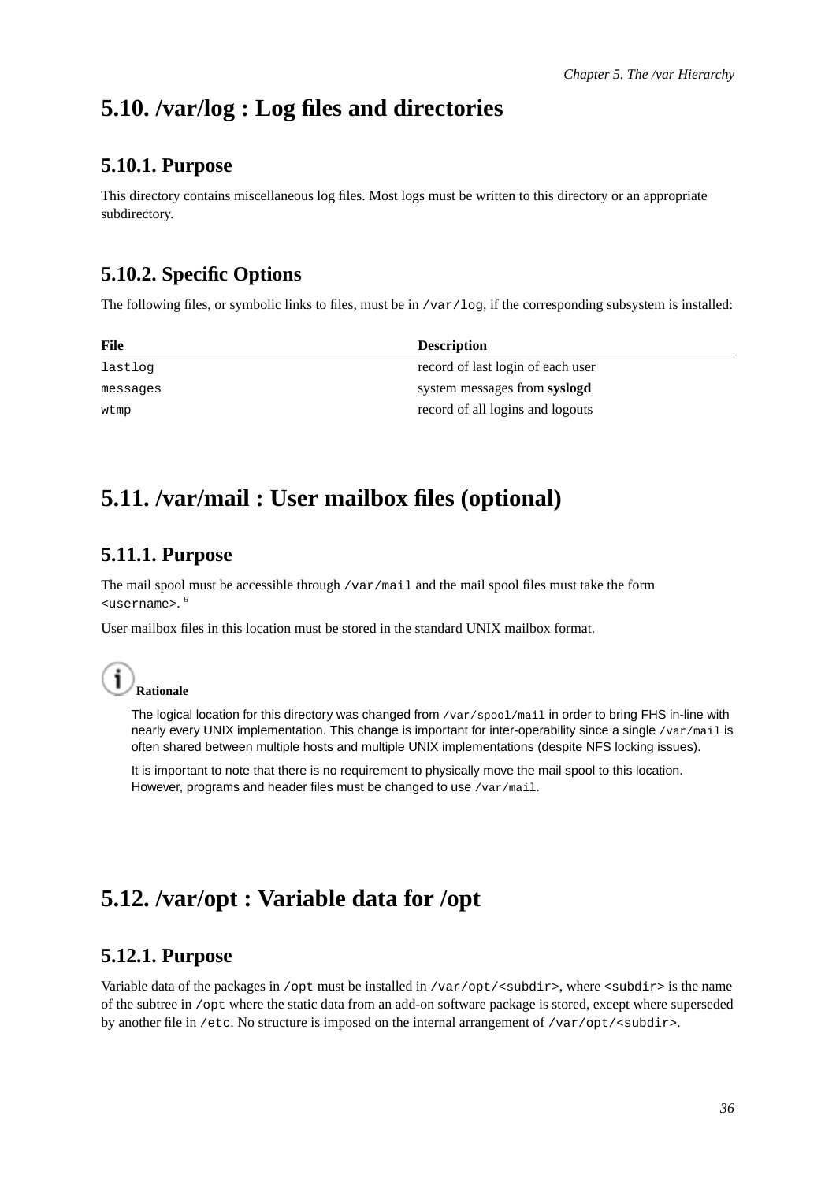## 5.10. /var/log : Log files and directories

### 5.10.1. Purpose

This directory contains miscellaneous log files. Most logs must be written to this directory or an appropriate subdirectory.

### 5.10.2. Specific Options

The following files, or symbolic links to files, must be in `/var/log`, if the corresponding subsystem is installed:

| File | Description |
|---|---|
| `lastlog` | record of last login of each user |
| `messages` | system messages from **syslogd** |
| `wtmp` | record of all logins and logouts |

## 5.11. /var/mail : User mailbox files (optional)

### 5.11.1. Purpose

The mail spool must be accessible through `/var/mail` and the mail spool files must take the form `<username>`.[6]

User mailbox files in this location must be stored in the standard UNIX mailbox format.

**Rationale**

The logical location for this directory was changed from `/var/spool/mail` in order to bring FHS in-line with nearly every UNIX implementation. This change is important for inter-operability since a single `/var/mail` is often shared between multiple hosts and multiple UNIX implementations (despite NFS locking issues).

It is important to note that there is no requirement to physically move the mail spool to this location. However, programs and header files must be changed to use `/var/mail`.

## 5.12. /var/opt : Variable data for /opt

### 5.12.1. Purpose

Variable data of the packages in `/opt` must be installed in `/var/opt/<subdir>`, where `<subdir>` is the name of the subtree in `/opt` where the static data from an add-on software package is stored, except where superseded by another file in `/etc`. No structure is imposed on the internal arrangement of `/var/opt/<subdir>`.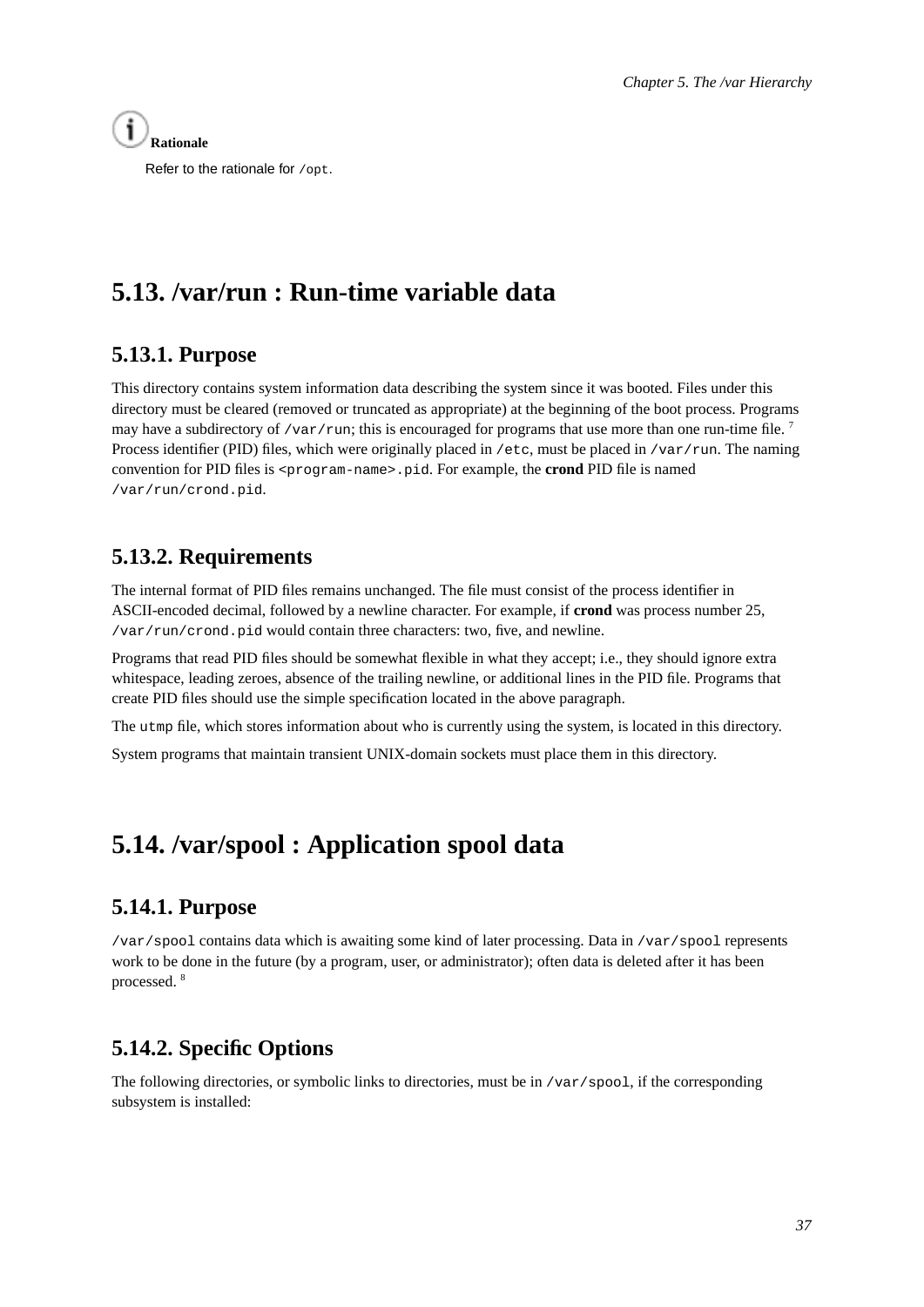**Rationale**

Refer to the rationale for `/opt`.

## 5.13. /var/run : Run-time variable data

### 5.13.1. Purpose

This directory contains system information data describing the system since it was booted. Files under this directory must be cleared (removed or truncated as appropriate) at the beginning of the boot process. Programs may have a subdirectory of `/var/run`; this is encouraged for programs that use more than one run-time file. [7] Process identifier (PID) files, which were originally placed in `/etc`, must be placed in `/var/run`. The naming convention for PID files is `<program-name>.pid`. For example, the **crond** PID file is named `/var/run/crond.pid`.

### 5.13.2. Requirements

The internal format of PID files remains unchanged. The file must consist of the process identifier in ASCII-encoded decimal, followed by a newline character. For example, if **crond** was process number 25, `/var/run/crond.pid` would contain three characters: two, five, and newline.

Programs that read PID files should be somewhat flexible in what they accept; i.e., they should ignore extra whitespace, leading zeroes, absence of the trailing newline, or additional lines in the PID file. Programs that create PID files should use the simple specification located in the above paragraph.

The `utmp` file, which stores information about who is currently using the system, is located in this directory.

System programs that maintain transient UNIX-domain sockets must place them in this directory.

## 5.14. /var/spool : Application spool data

### 5.14.1. Purpose

`/var/spool` contains data which is awaiting some kind of later processing. Data in `/var/spool` represents work to be done in the future (by a program, user, or administrator); often data is deleted after it has been processed. [8]

### 5.14.2. Specific Options

The following directories, or symbolic links to directories, must be in `/var/spool`, if the corresponding subsystem is installed: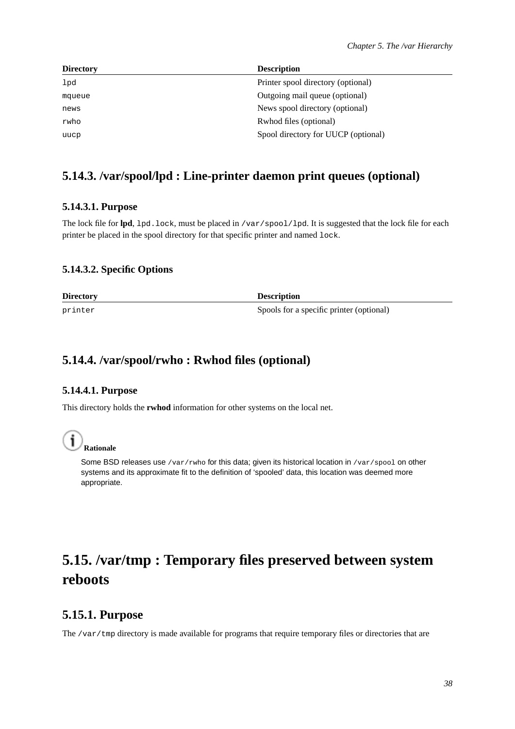| Directory | Description |
| --- | --- |
| `lpd` | Printer spool directory (optional) |
| `mqueue` | Outgoing mail queue (optional) |
| `news` | News spool directory (optional) |
| `rwho` | Rwhod files (optional) |
| `uucp` | Spool directory for UUCP (optional) |

### 5.14.3. /var/spool/lpd : Line-printer daemon print queues (optional)

#### 5.14.3.1. Purpose

The lock file for **lpd**, `lpd.lock`, must be placed in `/var/spool/lpd`. It is suggested that the lock file for each printer be placed in the spool directory for that specific printer and named `lock`.

#### 5.14.3.2. Specific Options

| Directory | Description |
| --- | --- |
| `printer` | Spools for a specific printer (optional) |

### 5.14.4. /var/spool/rwho : Rwhod files (optional)

#### 5.14.4.1. Purpose

This directory holds the **rwhod** information for other systems on the local net.

**Rationale**

Some BSD releases use `/var/rwho` for this data; given its historical location in `/var/spool` on other systems and its approximate fit to the definition of 'spooled' data, this location was deemed more appropriate.

## 5.15. /var/tmp : Temporary files preserved between system reboots

### 5.15.1. Purpose

The `/var/tmp` directory is made available for programs that require temporary files or directories that are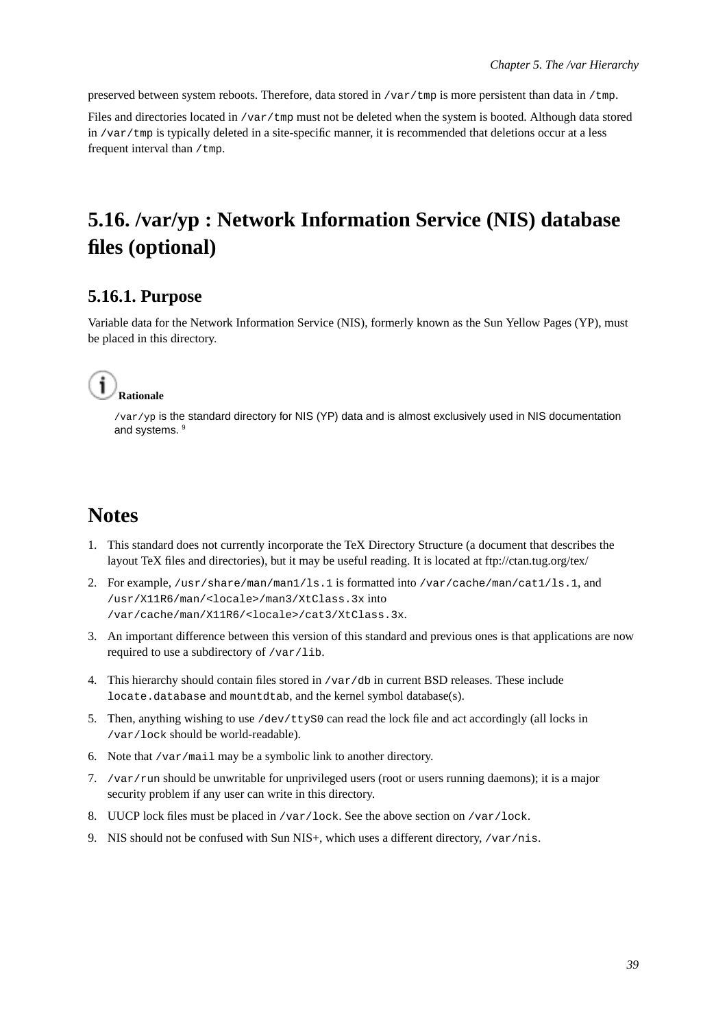preserved between system reboots. Therefore, data stored in `/var/tmp` is more persistent than data in `/tmp`.

Files and directories located in `/var/tmp` must not be deleted when the system is booted. Although data stored in `/var/tmp` is typically deleted in a site-specific manner, it is recommended that deletions occur at a less frequent interval than `/tmp`.

## 5.16. /var/yp : Network Information Service (NIS) database files (optional)

### 5.16.1. Purpose

Variable data for the Network Information Service (NIS), formerly known as the Sun Yellow Pages (YP), must be placed in this directory.

**Rationale**

`/var/yp` is the standard directory for NIS (YP) data and is almost exclusively used in NIS documentation and systems. [9]

## Notes

1. This standard does not currently incorporate the TeX Directory Structure (a document that describes the layout TeX files and directories), but it may be useful reading. It is located at ftp://ctan.tug.org/tex/
2. For example, `/usr/share/man/man1/ls.1` is formatted into `/var/cache/man/cat1/ls.1`, and `/usr/X11R6/man/<locale>/man3/XtClass.3x` into `/var/cache/man/X11R6/<locale>/cat3/XtClass.3x`.
3. An important difference between this version of this standard and previous ones is that applications are now required to use a subdirectory of `/var/lib`.
4. This hierarchy should contain files stored in `/var/db` in current BSD releases. These include `locate.database` and `mountdtab`, and the kernel symbol database(s).
5. Then, anything wishing to use `/dev/ttyS0` can read the lock file and act accordingly (all locks in `/var/lock` should be world-readable).
6. Note that `/var/mail` may be a symbolic link to another directory.
7. `/var/run` should be unwritable for unprivileged users (root or users running daemons); it is a major security problem if any user can write in this directory.
8. UUCP lock files must be placed in `/var/lock`. See the above section on `/var/lock`.
9. NIS should not be confused with Sun NIS+, which uses a different directory, `/var/nis`.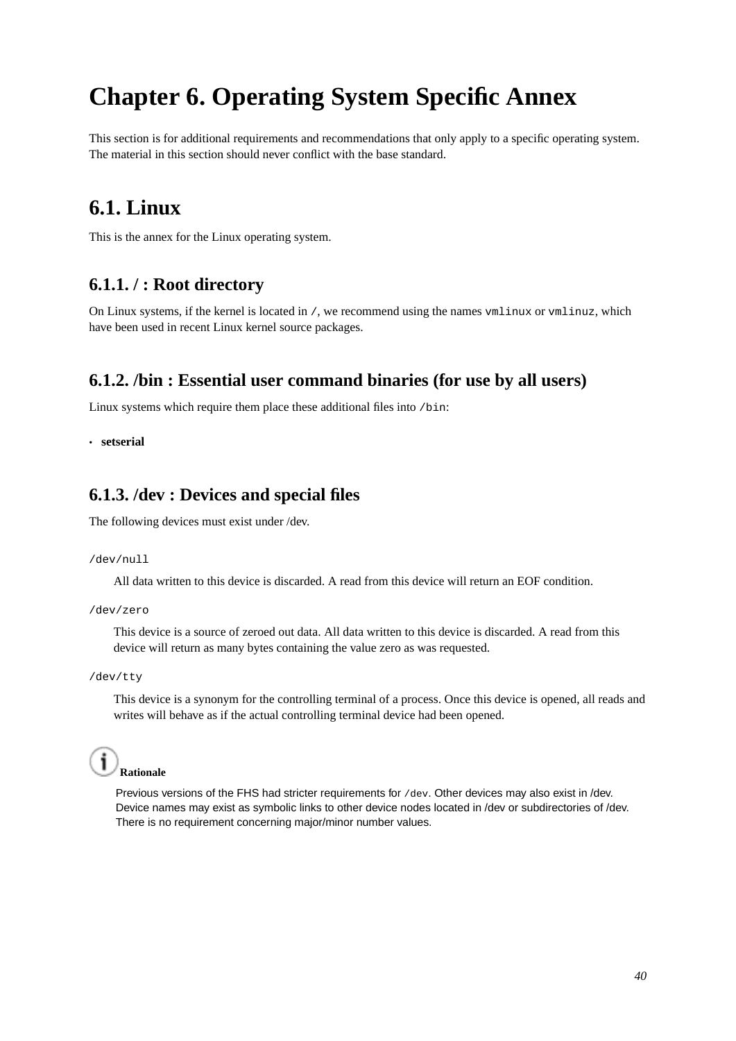# Chapter 6. Operating System Specific Annex

This section is for additional requirements and recommendations that only apply to a specific operating system. The material in this section should never conflict with the base standard.

## 6.1. Linux

This is the annex for the Linux operating system.

### 6.1.1. / : Root directory

On Linux systems, if the kernel is located in `/`, we recommend using the names `vmlinux` or `vmlinuz`, which have been used in recent Linux kernel source packages.

### 6.1.2. /bin : Essential user command binaries (for use by all users)

Linux systems which require them place these additional files into `/bin`:

- **setserial**

### 6.1.3. /dev : Devices and special files

The following devices must exist under /dev.

`/dev/null`

All data written to this device is discarded. A read from this device will return an EOF condition.

`/dev/zero`

This device is a source of zeroed out data. All data written to this device is discarded. A read from this device will return as many bytes containing the value zero as was requested.

`/dev/tty`

This device is a synonym for the controlling terminal of a process. Once this device is opened, all reads and writes will behave as if the actual controlling terminal device had been opened.

**Rationale**

Previous versions of the FHS had stricter requirements for `/dev`. Other devices may also exist in /dev. Device names may exist as symbolic links to other device nodes located in /dev or subdirectories of /dev. There is no requirement concerning major/minor number values.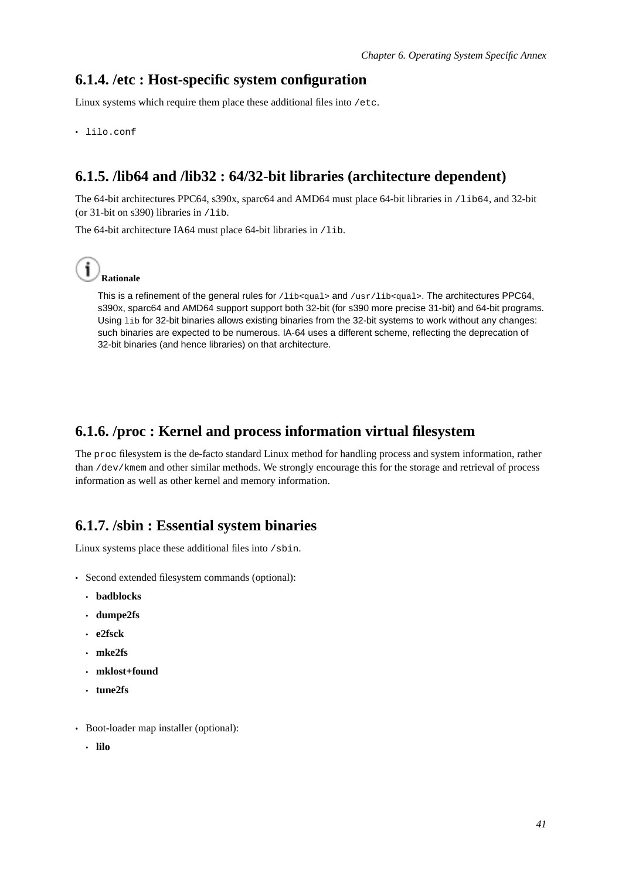### 6.1.4. /etc : Host-specific system configuration

Linux systems which require them place these additional files into `/etc`.

- `lilo.conf`

### 6.1.5. /lib64 and /lib32 : 64/32-bit libraries (architecture dependent)

The 64-bit architectures PPC64, s390x, sparc64 and AMD64 must place 64-bit libraries in `/lib64`, and 32-bit (or 31-bit on s390) libraries in `/lib`.

The 64-bit architecture IA64 must place 64-bit libraries in `/lib`.

**Rationale**

> This is a refinement of the general rules for `/lib<qual>` and `/usr/lib<qual>`. The architectures PPC64, s390x, sparc64 and AMD64 support support both 32-bit (for s390 more precise 31-bit) and 64-bit programs. Using `lib` for 32-bit binaries allows existing binaries from the 32-bit systems to work without any changes: such binaries are expected to be numerous. IA-64 uses a different scheme, reflecting the deprecation of 32-bit binaries (and hence libraries) on that architecture.

### 6.1.6. /proc : Kernel and process information virtual filesystem

The `proc` filesystem is the de-facto standard Linux method for handling process and system information, rather than `/dev/kmem` and other similar methods. We strongly encourage this for the storage and retrieval of process information as well as other kernel and memory information.

### 6.1.7. /sbin : Essential system binaries

Linux systems place these additional files into `/sbin`.

- Second extended filesystem commands (optional):
  - **badblocks**
  - **dumpe2fs**
  - **e2fsck**
  - **mke2fs**
  - **mklost+found**
  - **tune2fs**
- Boot-loader map installer (optional):
  - **lilo**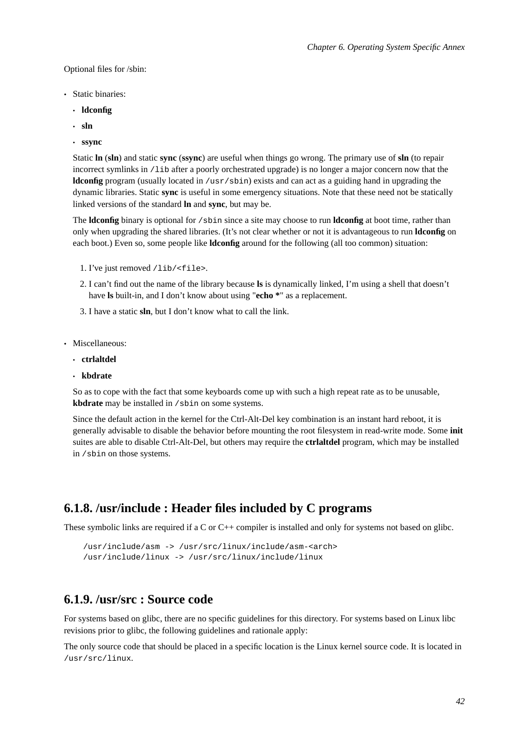Optional files for /sbin:

- Static binaries:
  - **ldconfig**
  - **sln**
  - **ssync**

  Static **ln** (**sln**) and static **sync** (**ssync**) are useful when things go wrong. The primary use of **sln** (to repair incorrect symlinks in `/lib` after a poorly orchestrated upgrade) is no longer a major concern now that the **ldconfig** program (usually located in `/usr/sbin`) exists and can act as a guiding hand in upgrading the dynamic libraries. Static **sync** is useful in some emergency situations. Note that these need not be statically linked versions of the standard **ln** and **sync**, but may be.

  The **ldconfig** binary is optional for `/sbin` since a site may choose to run **ldconfig** at boot time, rather than only when upgrading the shared libraries. (It's not clear whether or not it is advantageous to run **ldconfig** on each boot.) Even so, some people like **ldconfig** around for the following (all too common) situation:

  1. I've just removed `/lib/<file>`.
  2. I can't find out the name of the library because **ls** is dynamically linked, I'm using a shell that doesn't have **ls** built-in, and I don't know about using "**echo ***" as a replacement.
  3. I have a static **sln**, but I don't know what to call the link.

- Miscellaneous:
  - **ctrlaltdel**
  - **kbdrate**

  So as to cope with the fact that some keyboards come up with such a high repeat rate as to be unusable, **kbdrate** may be installed in `/sbin` on some systems.

  Since the default action in the kernel for the Ctrl-Alt-Del key combination is an instant hard reboot, it is generally advisable to disable the behavior before mounting the root filesystem in read-write mode. Some **init** suites are able to disable Ctrl-Alt-Del, but others may require the **ctrlaltdel** program, which may be installed in `/sbin` on those systems.

### 6.1.8. /usr/include : Header files included by C programs

These symbolic links are required if a C or C++ compiler is installed and only for systems not based on glibc.

```
/usr/include/asm -> /usr/src/linux/include/asm-<arch>
/usr/include/linux -> /usr/src/linux/include/linux
```

### 6.1.9. /usr/src : Source code

For systems based on glibc, there are no specific guidelines for this directory. For systems based on Linux libc revisions prior to glibc, the following guidelines and rationale apply:

The only source code that should be placed in a specific location is the Linux kernel source code. It is located in `/usr/src/linux`.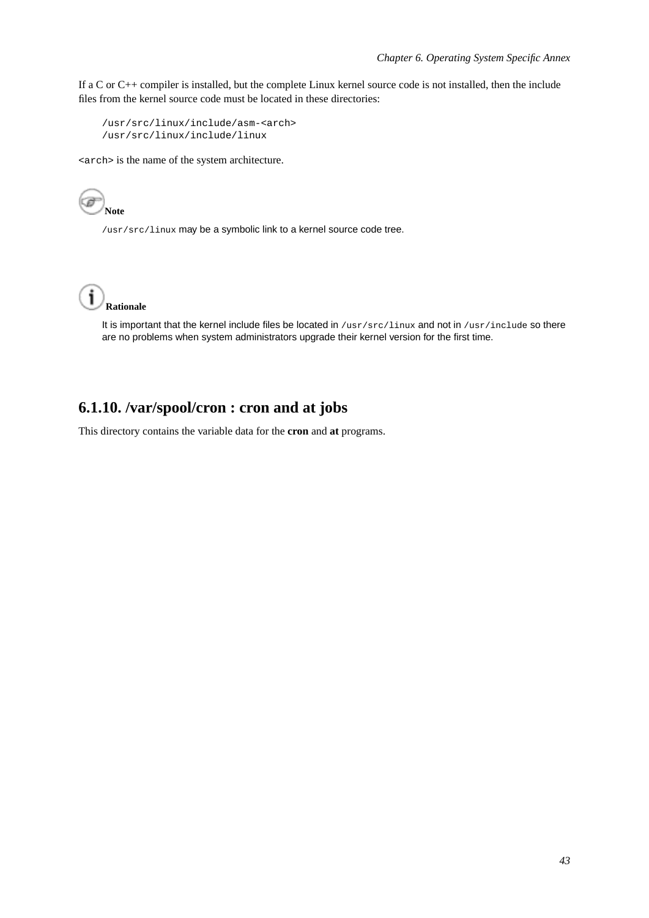If a C or C++ compiler is installed, but the complete Linux kernel source code is not installed, then the include files from the kernel source code must be located in these directories:

```
/usr/src/linux/include/asm-<arch>
/usr/src/linux/include/linux
```

`<arch>` is the name of the system architecture.

**Note**

`/usr/src/linux` may be a symbolic link to a kernel source code tree.

**Rationale**

It is important that the kernel include files be located in `/usr/src/linux` and not in `/usr/include` so there are no problems when system administrators upgrade their kernel version for the first time.

### 6.1.10. /var/spool/cron : cron and at jobs

This directory contains the variable data for the **cron** and **at** programs.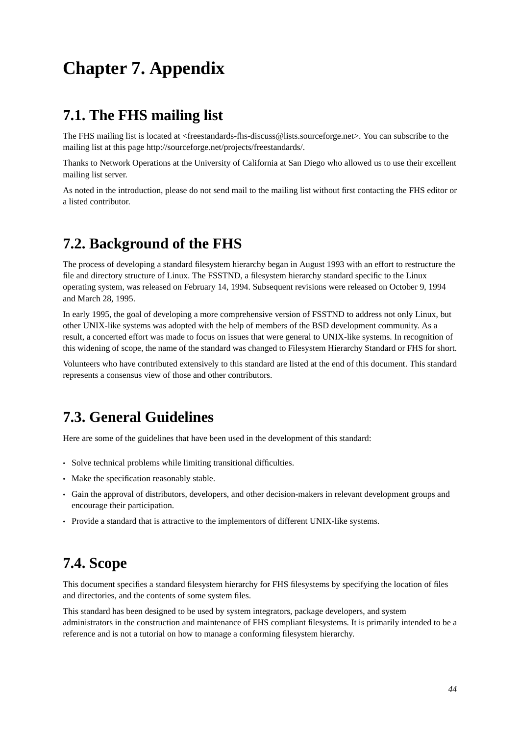# Chapter 7. Appendix

## 7.1. The FHS mailing list

The FHS mailing list is located at <freestandards-fhs-discuss@lists.sourceforge.net>. You can subscribe to the mailing list at this page http://sourceforge.net/projects/freestandards/.

Thanks to Network Operations at the University of California at San Diego who allowed us to use their excellent mailing list server.

As noted in the introduction, please do not send mail to the mailing list without first contacting the FHS editor or a listed contributor.

## 7.2. Background of the FHS

The process of developing a standard filesystem hierarchy began in August 1993 with an effort to restructure the file and directory structure of Linux. The FSSTND, a filesystem hierarchy standard specific to the Linux operating system, was released on February 14, 1994. Subsequent revisions were released on October 9, 1994 and March 28, 1995.

In early 1995, the goal of developing a more comprehensive version of FSSTND to address not only Linux, but other UNIX-like systems was adopted with the help of members of the BSD development community. As a result, a concerted effort was made to focus on issues that were general to UNIX-like systems. In recognition of this widening of scope, the name of the standard was changed to Filesystem Hierarchy Standard or FHS for short.

Volunteers who have contributed extensively to this standard are listed at the end of this document. This standard represents a consensus view of those and other contributors.

## 7.3. General Guidelines

Here are some of the guidelines that have been used in the development of this standard:

- Solve technical problems while limiting transitional difficulties.
- Make the specification reasonably stable.
- Gain the approval of distributors, developers, and other decision-makers in relevant development groups and encourage their participation.
- Provide a standard that is attractive to the implementors of different UNIX-like systems.

## 7.4. Scope

This document specifies a standard filesystem hierarchy for FHS filesystems by specifying the location of files and directories, and the contents of some system files.

This standard has been designed to be used by system integrators, package developers, and system administrators in the construction and maintenance of FHS compliant filesystems. It is primarily intended to be a reference and is not a tutorial on how to manage a conforming filesystem hierarchy.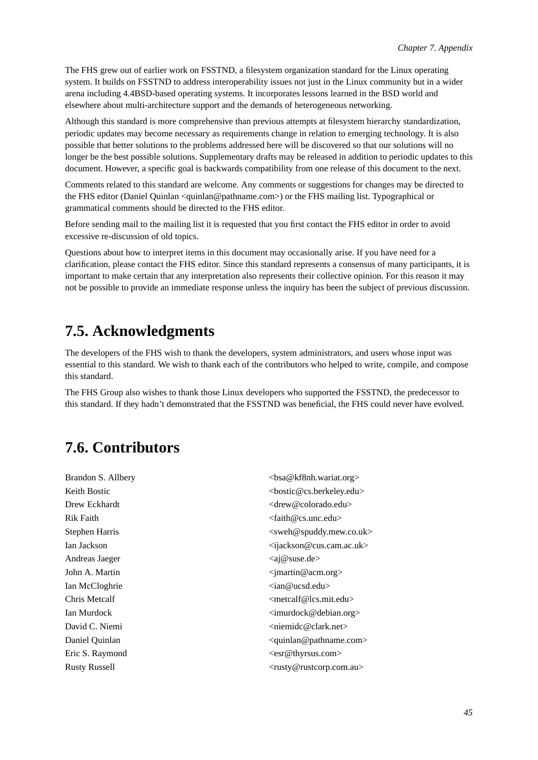The FHS grew out of earlier work on FSSTND, a filesystem organization standard for the Linux operating system. It builds on FSSTND to address interoperability issues not just in the Linux community but in a wider arena including 4.4BSD-based operating systems. It incorporates lessons learned in the BSD world and elsewhere about multi-architecture support and the demands of heterogeneous networking.

Although this standard is more comprehensive than previous attempts at filesystem hierarchy standardization, periodic updates may become necessary as requirements change in relation to emerging technology. It is also possible that better solutions to the problems addressed here will be discovered so that our solutions will no longer be the best possible solutions. Supplementary drafts may be released in addition to periodic updates to this document. However, a specific goal is backwards compatibility from one release of this document to the next.

Comments related to this standard are welcome. Any comments or suggestions for changes may be directed to the FHS editor (Daniel Quinlan <quinlan@pathname.com>) or the FHS mailing list. Typographical or grammatical comments should be directed to the FHS editor.

Before sending mail to the mailing list it is requested that you first contact the FHS editor in order to avoid excessive re-discussion of old topics.

Questions about how to interpret items in this document may occasionally arise. If you have need for a clarification, please contact the FHS editor. Since this standard represents a consensus of many participants, it is important to make certain that any interpretation also represents their collective opinion. For this reason it may not be possible to provide an immediate response unless the inquiry has been the subject of previous discussion.

## 7.5. Acknowledgments

The developers of the FHS wish to thank the developers, system administrators, and users whose input was essential to this standard. We wish to thank each of the contributors who helped to write, compile, and compose this standard.

The FHS Group also wishes to thank those Linux developers who supported the FSSTND, the predecessor to this standard. If they hadn't demonstrated that the FSSTND was beneficial, the FHS could never have evolved.

## 7.6. Contributors

| | |
|---|---|
| Brandon S. Allbery | <bsa@kf8nh.wariat.org> |
| Keith Bostic | <bostic@cs.berkeley.edu> |
| Drew Eckhardt | <drew@colorado.edu> |
| Rik Faith | <faith@cs.unc.edu> |
| Stephen Harris | <sweh@spuddy.mew.co.uk> |
| Ian Jackson | <ijackson@cus.cam.ac.uk> |
| Andreas Jaeger | <aj@suse.de> |
| John A. Martin | <jmartin@acm.org> |
| Ian McCloghrie | <ian@ucsd.edu> |
| Chris Metcalf | <metcalf@lcs.mit.edu> |
| Ian Murdock | <imurdock@debian.org> |
| David C. Niemi | <niemidc@clark.net> |
| Daniel Quinlan | <quinlan@pathname.com> |
| Eric S. Raymond | <esr@thyrsus.com> |
| Rusty Russell | <rusty@rustcorp.com.au> |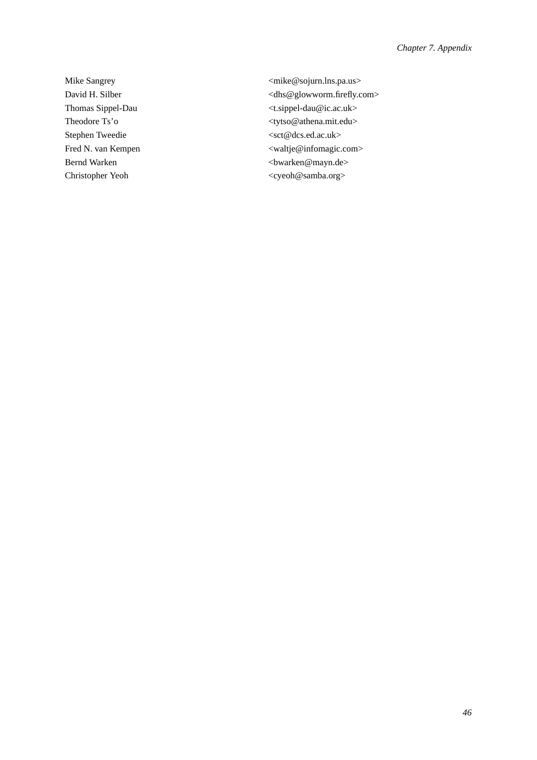| | |
|---|---|
| Mike Sangrey | <mike@sojurn.lns.pa.us> |
| David H. Silber | <dhs@glowworm.firefly.com> |
| Thomas Sippel-Dau | <t.sippel-dau@ic.ac.uk> |
| Theodore Ts'o | <tytso@athena.mit.edu> |
| Stephen Tweedie | <sct@dcs.ed.ac.uk> |
| Fred N. van Kempen | <waltje@infomagic.com> |
| Bernd Warken | <bwarken@mayn.de> |
| Christopher Yeoh | <cyeoh@samba.org> |